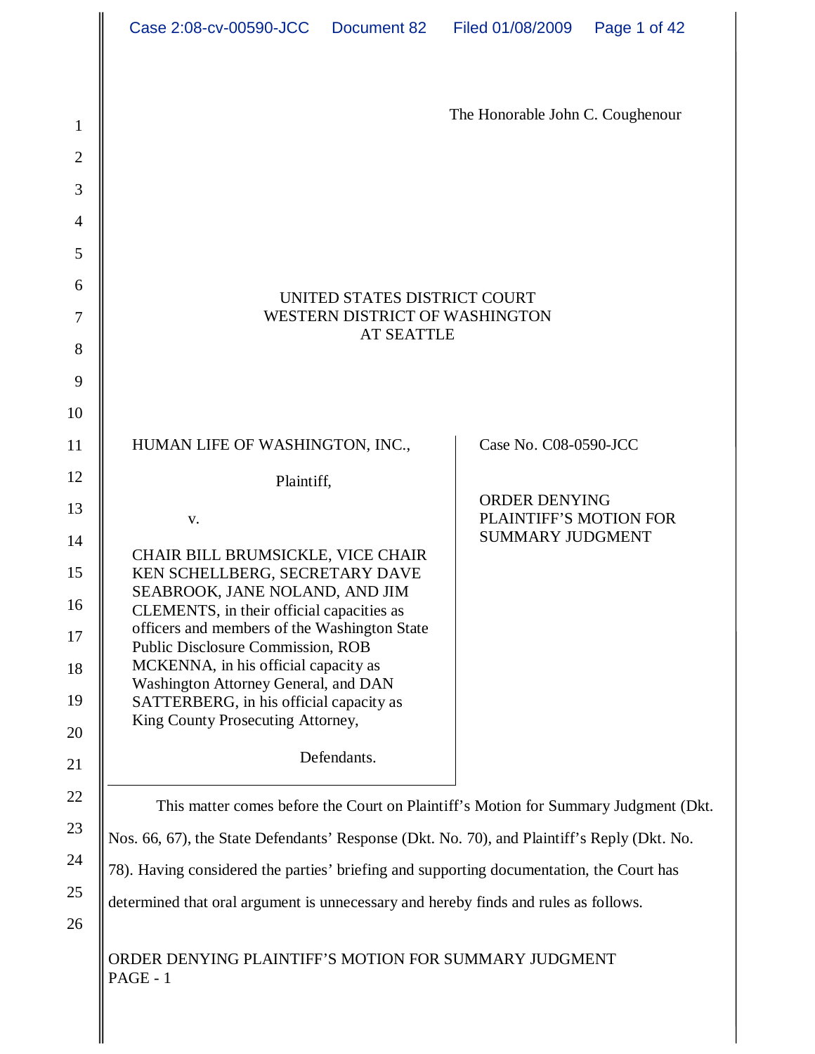The Honorable John C. Coughenour

UNITED STATES DISTRICT COURT
WESTERN DISTRICT OF WASHINGTON
AT SEATTLE

HUMAN LIFE OF WASHINGTON, INC.,

Plaintiff,

v.

CHAIR BILL BRUMSICKLE, VICE CHAIR KEN SCHELLBERG, SECRETARY DAVE SEABROOK, JANE NOLAND, AND JIM CLEMENTS, in their official capacities as officers and members of the Washington State Public Disclosure Commission, ROB MCKENNA, in his official capacity as Washington Attorney General, and DAN SATTERBERG, in his official capacity as King County Prosecuting Attorney,

Defendants.

Case No. C08-0590-JCC

ORDER DENYING PLAINTIFF'S MOTION FOR SUMMARY JUDGMENT

This matter comes before the Court on Plaintiff's Motion for Summary Judgment (Dkt. Nos. 66, 67), the State Defendants' Response (Dkt. No. 70), and Plaintiff's Reply (Dkt. No. 78). Having considered the parties' briefing and supporting documentation, the Court has determined that oral argument is unnecessary and hereby finds and rules as follows.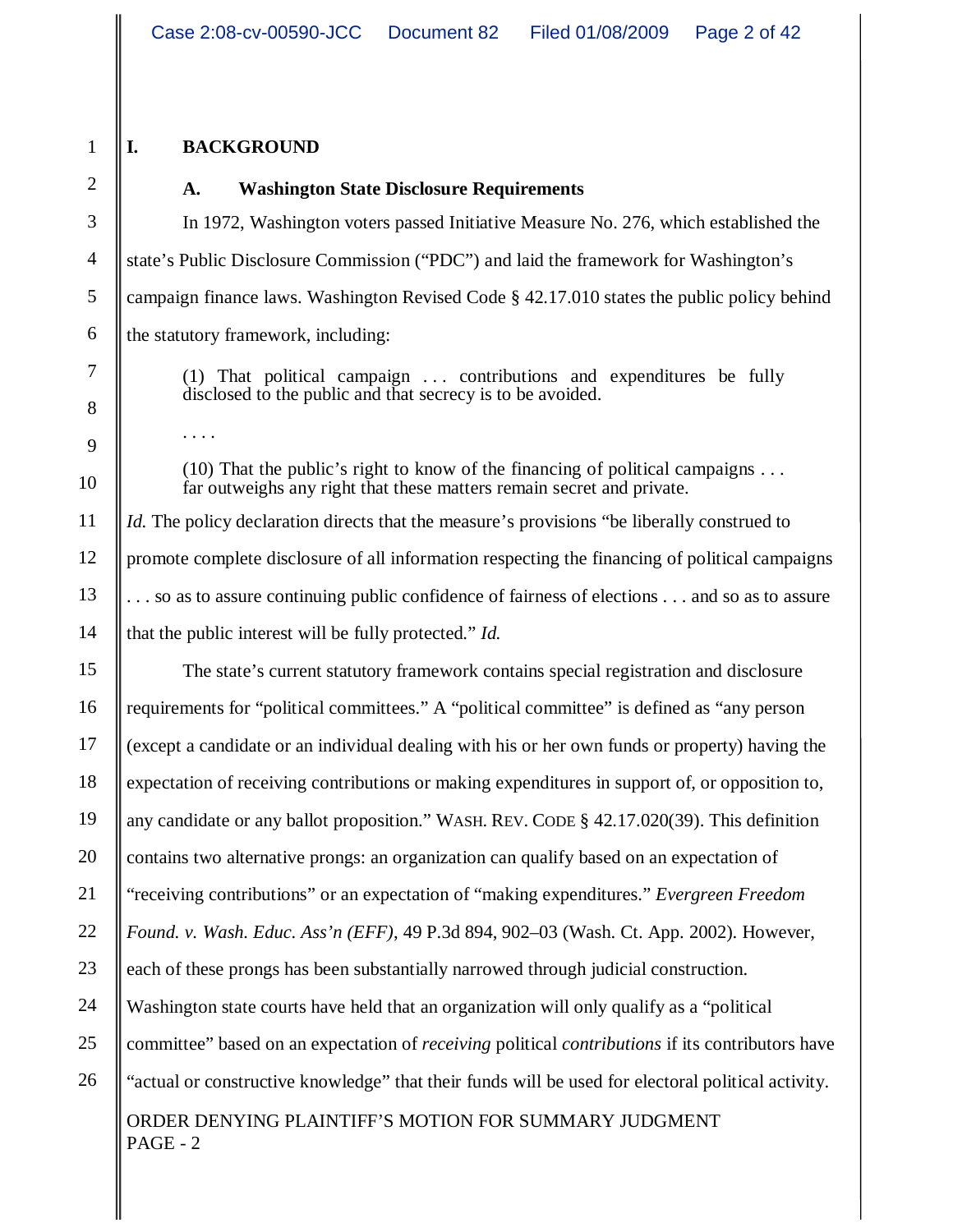## I. BACKGROUND

### A. Washington State Disclosure Requirements

In 1972, Washington voters passed Initiative Measure No. 276, which established the state's Public Disclosure Commission ("PDC") and laid the framework for Washington's campaign finance laws. Washington Revised Code § 42.17.010 states the public policy behind the statutory framework, including:

> (1) That political campaign . . . contributions and expenditures be fully disclosed to the public and that secrecy is to be avoided.
>
> . . . .
>
> (10) That the public's right to know of the financing of political campaigns . . . far outweighs any right that these matters remain secret and private.

*Id.* The policy declaration directs that the measure's provisions "be liberally construed to promote complete disclosure of all information respecting the financing of political campaigns . . . so as to assure continuing public confidence of fairness of elections . . . and so as to assure that the public interest will be fully protected." *Id.*

The state's current statutory framework contains special registration and disclosure requirements for "political committees." A "political committee" is defined as "any person (except a candidate or an individual dealing with his or her own funds or property) having the expectation of receiving contributions or making expenditures in support of, or opposition to, any candidate or any ballot proposition." WASH. REV. CODE § 42.17.020(39). This definition contains two alternative prongs: an organization can qualify based on an expectation of "receiving contributions" or an expectation of "making expenditures." *Evergreen Freedom Found. v. Wash. Educ. Ass'n (EFF)*, 49 P.3d 894, 902–03 (Wash. Ct. App. 2002). However, each of these prongs has been substantially narrowed through judicial construction. Washington state courts have held that an organization will only qualify as a "political committee" based on an expectation of *receiving* political *contributions* if its contributors have "actual or constructive knowledge" that their funds will be used for electoral political activity.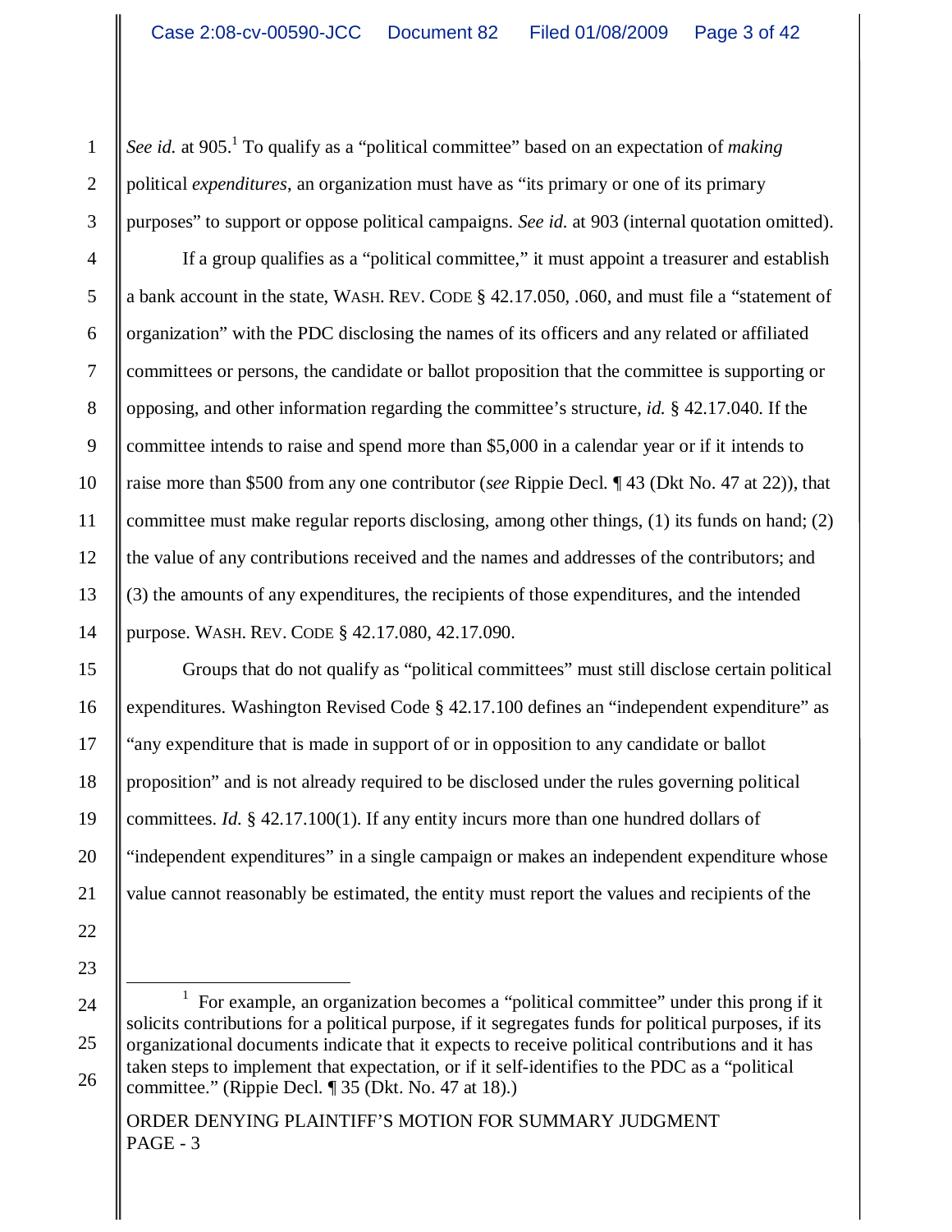*See id.* at 905.[1] To qualify as a "political committee" based on an expectation of *making* political *expenditures*, an organization must have as "its primary or one of its primary purposes" to support or oppose political campaigns. *See id.* at 903 (internal quotation omitted).

If a group qualifies as a "political committee," it must appoint a treasurer and establish a bank account in the state, WASH. REV. CODE § 42.17.050, .060, and must file a "statement of organization" with the PDC disclosing the names of its officers and any related or affiliated committees or persons, the candidate or ballot proposition that the committee is supporting or opposing, and other information regarding the committee's structure, *id.* § 42.17.040. If the committee intends to raise and spend more than $5,000 in a calendar year or if it intends to raise more than $500 from any one contributor (*see* Rippie Decl. ¶ 43 (Dkt No. 47 at 22)), that committee must make regular reports disclosing, among other things, (1) its funds on hand; (2) the value of any contributions received and the names and addresses of the contributors; and (3) the amounts of any expenditures, the recipients of those expenditures, and the intended purpose. WASH. REV. CODE § 42.17.080, 42.17.090.

Groups that do not qualify as "political committees" must still disclose certain political expenditures. Washington Revised Code § 42.17.100 defines an "independent expenditure" as "any expenditure that is made in support of or in opposition to any candidate or ballot proposition" and is not already required to be disclosed under the rules governing political committees. *Id.* § 42.17.100(1). If any entity incurs more than one hundred dollars of "independent expenditures" in a single campaign or makes an independent expenditure whose value cannot reasonably be estimated, the entity must report the values and recipients of the

[1] For example, an organization becomes a "political committee" under this prong if it solicits contributions for a political purpose, if it segregates funds for political purposes, if its organizational documents indicate that it expects to receive political contributions and it has taken steps to implement that expectation, or if it self-identifies to the PDC as a "political committee." (Rippie Decl. ¶ 35 (Dkt. No. 47 at 18).)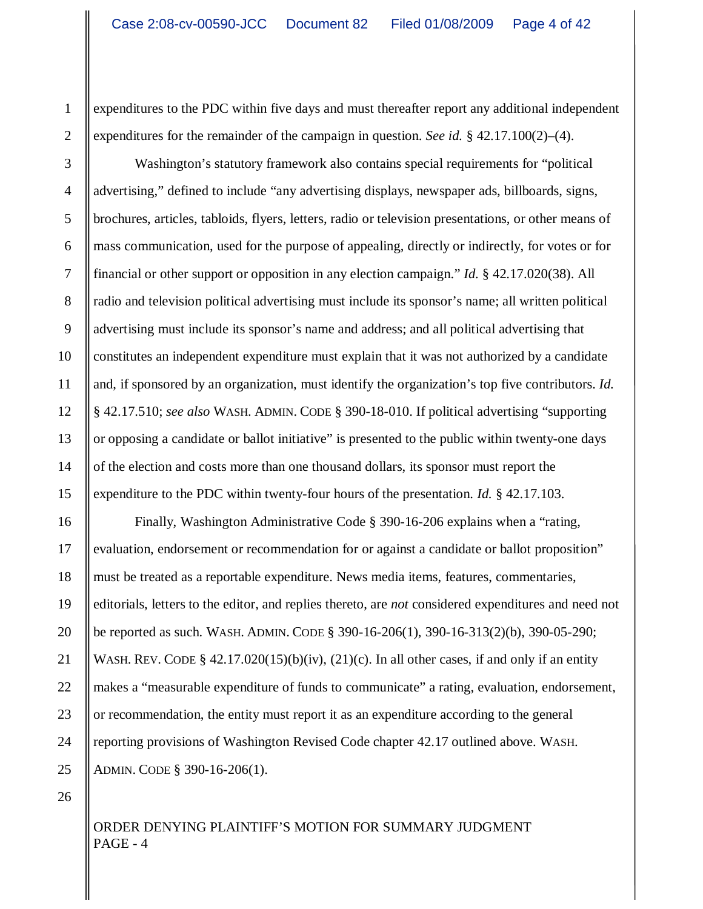expenditures to the PDC within five days and must thereafter report any additional independent expenditures for the remainder of the campaign in question. *See id.* § 42.17.100(2)–(4).

Washington's statutory framework also contains special requirements for "political advertising," defined to include "any advertising displays, newspaper ads, billboards, signs, brochures, articles, tabloids, flyers, letters, radio or television presentations, or other means of mass communication, used for the purpose of appealing, directly or indirectly, for votes or for financial or other support or opposition in any election campaign." *Id.* § 42.17.020(38). All radio and television political advertising must include its sponsor's name; all written political advertising must include its sponsor's name and address; and all political advertising that constitutes an independent expenditure must explain that it was not authorized by a candidate and, if sponsored by an organization, must identify the organization's top five contributors. *Id.* § 42.17.510; *see also* WASH. ADMIN. CODE § 390-18-010. If political advertising "supporting or opposing a candidate or ballot initiative" is presented to the public within twenty-one days of the election and costs more than one thousand dollars, its sponsor must report the expenditure to the PDC within twenty-four hours of the presentation. *Id.* § 42.17.103.

Finally, Washington Administrative Code § 390-16-206 explains when a "rating, evaluation, endorsement or recommendation for or against a candidate or ballot proposition" must be treated as a reportable expenditure. News media items, features, commentaries, editorials, letters to the editor, and replies thereto, are *not* considered expenditures and need not be reported as such. WASH. ADMIN. CODE § 390-16-206(1), 390-16-313(2)(b), 390-05-290; WASH. REV. CODE § 42.17.020(15)(b)(iv), (21)(c). In all other cases, if and only if an entity makes a "measurable expenditure of funds to communicate" a rating, evaluation, endorsement, or recommendation, the entity must report it as an expenditure according to the general reporting provisions of Washington Revised Code chapter 42.17 outlined above. WASH. ADMIN. CODE § 390-16-206(1).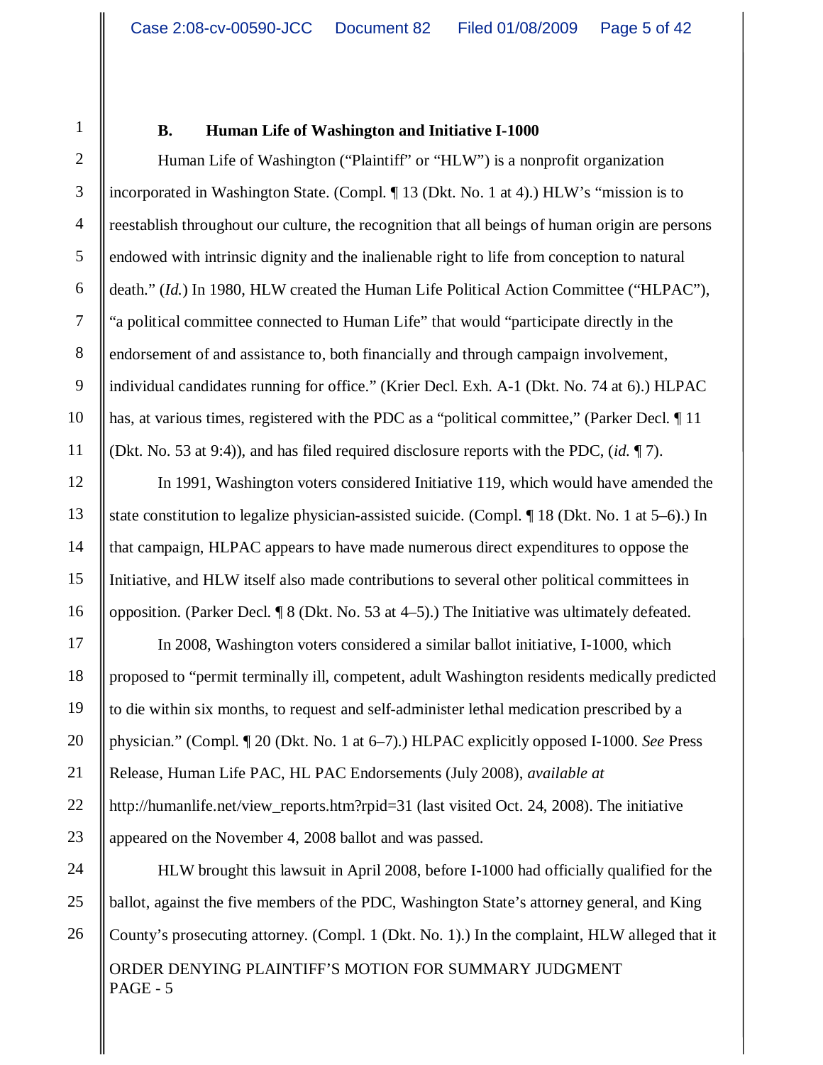### B. Human Life of Washington and Initiative I-1000

Human Life of Washington ("Plaintiff" or "HLW") is a nonprofit organization incorporated in Washington State. (Compl. ¶ 13 (Dkt. No. 1 at 4).) HLW's "mission is to reestablish throughout our culture, the recognition that all beings of human origin are persons endowed with intrinsic dignity and the inalienable right to life from conception to natural death." (*Id.*) In 1980, HLW created the Human Life Political Action Committee ("HLPAC"), "a political committee connected to Human Life" that would "participate directly in the endorsement of and assistance to, both financially and through campaign involvement, individual candidates running for office." (Krier Decl. Exh. A-1 (Dkt. No. 74 at 6).) HLPAC has, at various times, registered with the PDC as a "political committee," (Parker Decl. ¶ 11 (Dkt. No. 53 at 9:4)), and has filed required disclosure reports with the PDC, (*id.* ¶ 7).

In 1991, Washington voters considered Initiative 119, which would have amended the state constitution to legalize physician-assisted suicide. (Compl. ¶ 18 (Dkt. No. 1 at 5–6).) In that campaign, HLPAC appears to have made numerous direct expenditures to oppose the Initiative, and HLW itself also made contributions to several other political committees in opposition. (Parker Decl. ¶ 8 (Dkt. No. 53 at 4–5).) The Initiative was ultimately defeated.

In 2008, Washington voters considered a similar ballot initiative, I-1000, which proposed to "permit terminally ill, competent, adult Washington residents medically predicted to die within six months, to request and self-administer lethal medication prescribed by a physician." (Compl. ¶ 20 (Dkt. No. 1 at 6–7).) HLPAC explicitly opposed I-1000. *See* Press Release, Human Life PAC, HL PAC Endorsements (July 2008), *available at* http://humanlife.net/view_reports.htm?rpid=31 (last visited Oct. 24, 2008). The initiative appeared on the November 4, 2008 ballot and was passed.

HLW brought this lawsuit in April 2008, before I-1000 had officially qualified for the ballot, against the five members of the PDC, Washington State's attorney general, and King County's prosecuting attorney. (Compl. 1 (Dkt. No. 1).) In the complaint, HLW alleged that it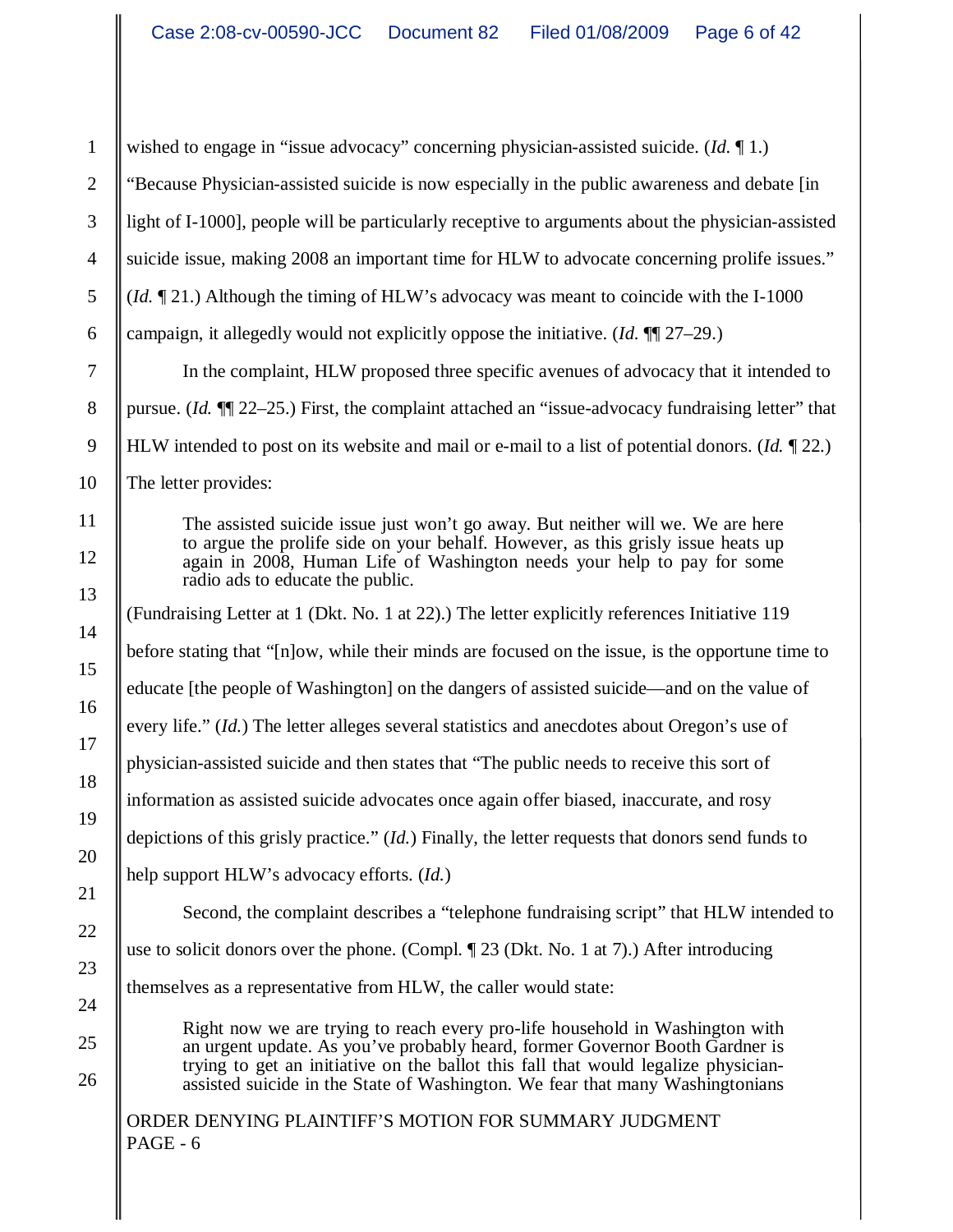wished to engage in "issue advocacy" concerning physician-assisted suicide. (*Id.* ¶ 1.) "Because Physician-assisted suicide is now especially in the public awareness and debate [in light of I-1000], people will be particularly receptive to arguments about the physician-assisted suicide issue, making 2008 an important time for HLW to advocate concerning prolife issues." (*Id.* ¶ 21.) Although the timing of HLW's advocacy was meant to coincide with the I-1000 campaign, it allegedly would not explicitly oppose the initiative. (*Id.* ¶¶ 27–29.)

In the complaint, HLW proposed three specific avenues of advocacy that it intended to pursue. (*Id.* ¶¶ 22–25.) First, the complaint attached an "issue-advocacy fundraising letter" that HLW intended to post on its website and mail or e-mail to a list of potential donors. (*Id.* ¶ 22.) The letter provides:

> The assisted suicide issue just won't go away. But neither will we. We are here to argue the prolife side on your behalf. However, as this grisly issue heats up again in 2008, Human Life of Washington needs your help to pay for some radio ads to educate the public.

(Fundraising Letter at 1 (Dkt. No. 1 at 22).) The letter explicitly references Initiative 119 before stating that "[n]ow, while their minds are focused on the issue, is the opportune time to educate [the people of Washington] on the dangers of assisted suicide—and on the value of every life." (*Id.*) The letter alleges several statistics and anecdotes about Oregon's use of physician-assisted suicide and then states that "The public needs to receive this sort of information as assisted suicide advocates once again offer biased, inaccurate, and rosy depictions of this grisly practice." (*Id.*) Finally, the letter requests that donors send funds to help support HLW's advocacy efforts. (*Id.*)

Second, the complaint describes a "telephone fundraising script" that HLW intended to use to solicit donors over the phone. (Compl. ¶ 23 (Dkt. No. 1 at 7).) After introducing themselves as a representative from HLW, the caller would state:

> Right now we are trying to reach every pro-life household in Washington with an urgent update. As you've probably heard, former Governor Booth Gardner is trying to get an initiative on the ballot this fall that would legalize physician-assisted suicide in the State of Washington. We fear that many Washingtonians

ORDER DENYING PLAINTIFF'S MOTION FOR SUMMARY JUDGMENT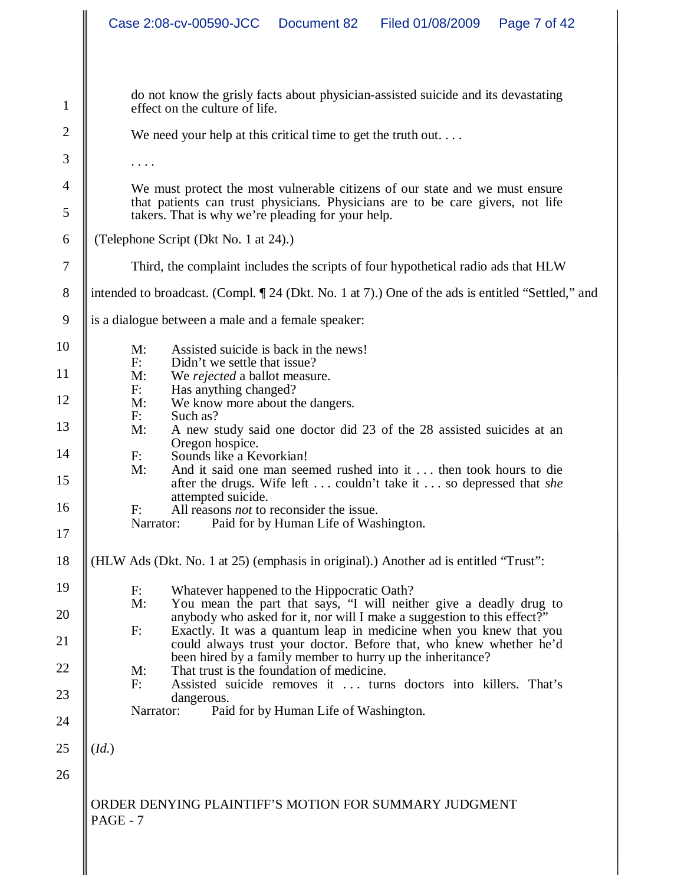> do not know the grisly facts about physician-assisted suicide and its devastating effect on the culture of life.
>
> We need your help at this critical time to get the truth out. . . .
>
> . . . .
>
> We must protect the most vulnerable citizens of our state and we must ensure that patients can trust physicians. Physicians are to be care givers, not life takers. That is why we're pleading for your help.

(Telephone Script (Dkt No. 1 at 24).)

Third, the complaint includes the scripts of four hypothetical radio ads that HLW intended to broadcast. (Compl. ¶ 24 (Dkt. No. 1 at 7).) One of the ads is entitled "Settled," and is a dialogue between a male and a female speaker:

> M: Assisted suicide is back in the news!
> F: Didn't we settle that issue?
> M: We *rejected* a ballot measure.
> F: Has anything changed?
> M: We know more about the dangers.
> F: Such as?
> M: A new study said one doctor did 23 of the 28 assisted suicides at an Oregon hospice.
> F: Sounds like a Kevorkian!
> M: And it said one man seemed rushed into it . . . then took hours to die after the drugs. Wife left . . . couldn't take it . . . so depressed that *she* attempted suicide.
> F: All reasons *not* to reconsider the issue.
> Narrator: Paid for by Human Life of Washington.

(HLW Ads (Dkt. No. 1 at 25) (emphasis in original).) Another ad is entitled "Trust":

> F: Whatever happened to the Hippocratic Oath?
> M: You mean the part that says, "I will neither give a deadly drug to anybody who asked for it, nor will I make a suggestion to this effect?"
> F: Exactly. It was a quantum leap in medicine when you knew that you could always trust your doctor. Before that, who knew whether he'd been hired by a family member to hurry up the inheritance?
> M: That trust is the foundation of medicine.
> F: Assisted suicide removes it . . . turns doctors into killers. That's dangerous.
> Narrator: Paid for by Human Life of Washington.

(*Id.*)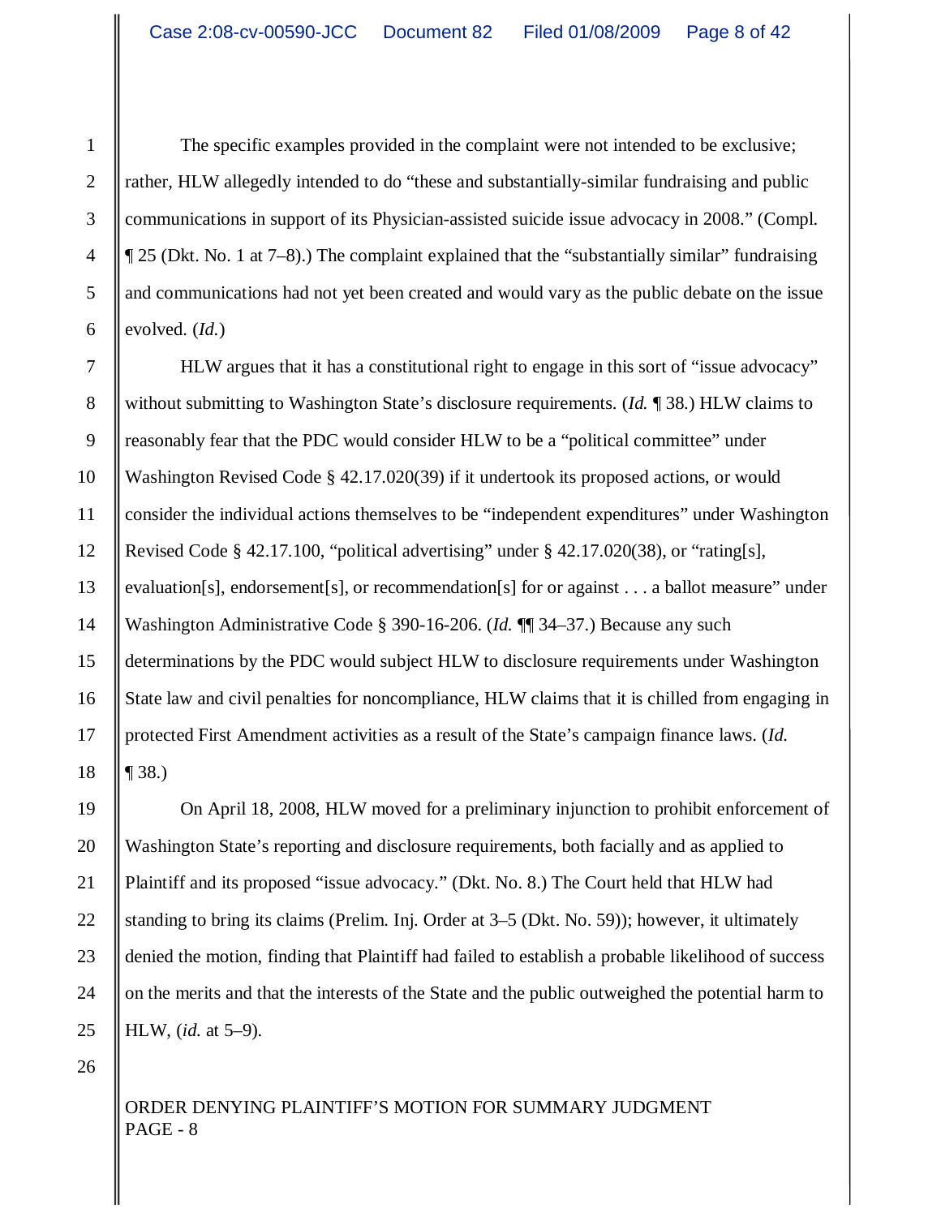The specific examples provided in the complaint were not intended to be exclusive; rather, HLW allegedly intended to do "these and substantially-similar fundraising and public communications in support of its Physician-assisted suicide issue advocacy in 2008." (Compl. ¶ 25 (Dkt. No. 1 at 7–8).) The complaint explained that the "substantially similar" fundraising and communications had not yet been created and would vary as the public debate on the issue evolved. (*Id.*)

HLW argues that it has a constitutional right to engage in this sort of "issue advocacy" without submitting to Washington State's disclosure requirements. (*Id.* ¶ 38.) HLW claims to reasonably fear that the PDC would consider HLW to be a "political committee" under Washington Revised Code § 42.17.020(39) if it undertook its proposed actions, or would consider the individual actions themselves to be "independent expenditures" under Washington Revised Code § 42.17.100, "political advertising" under § 42.17.020(38), or "rating[s], evaluation[s], endorsement[s], or recommendation[s] for or against . . . a ballot measure" under Washington Administrative Code § 390-16-206. (*Id.* ¶¶ 34–37.) Because any such determinations by the PDC would subject HLW to disclosure requirements under Washington State law and civil penalties for noncompliance, HLW claims that it is chilled from engaging in protected First Amendment activities as a result of the State's campaign finance laws. (*Id.* ¶ 38.)

On April 18, 2008, HLW moved for a preliminary injunction to prohibit enforcement of Washington State's reporting and disclosure requirements, both facially and as applied to Plaintiff and its proposed "issue advocacy." (Dkt. No. 8.) The Court held that HLW had standing to bring its claims (Prelim. Inj. Order at 3–5 (Dkt. No. 59)); however, it ultimately denied the motion, finding that Plaintiff had failed to establish a probable likelihood of success on the merits and that the interests of the State and the public outweighed the potential harm to HLW, (*id.* at 5–9).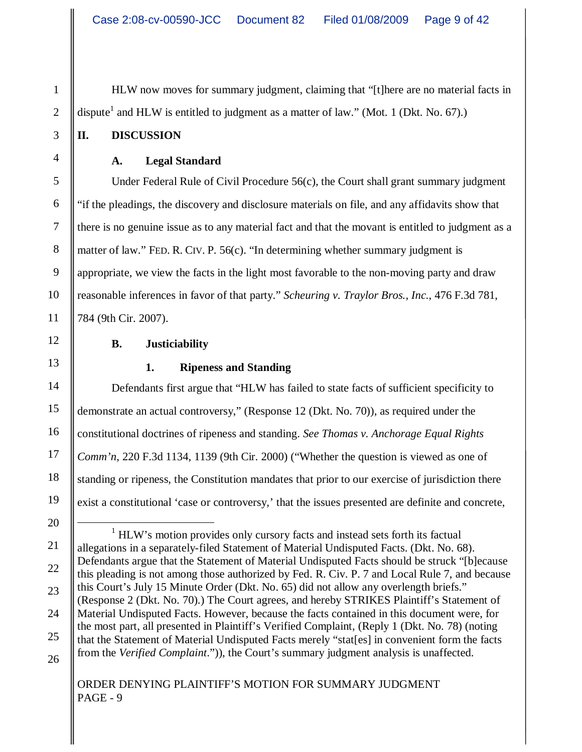HLW now moves for summary judgment, claiming that "[t]here are no material facts in dispute[1] and HLW is entitled to judgment as a matter of law." (Mot. 1 (Dkt. No. 67).)

## II. DISCUSSION

### A. Legal Standard

Under Federal Rule of Civil Procedure 56(c), the Court shall grant summary judgment "if the pleadings, the discovery and disclosure materials on file, and any affidavits show that there is no genuine issue as to any material fact and that the movant is entitled to judgment as a matter of law." FED. R. CIV. P. 56(c). "In determining whether summary judgment is appropriate, we view the facts in the light most favorable to the non-moving party and draw reasonable inferences in favor of that party." *Scheuring v. Traylor Bros., Inc.*, 476 F.3d 781, 784 (9th Cir. 2007).

### B. Justiciability

#### 1. Ripeness and Standing

Defendants first argue that "HLW has failed to state facts of sufficient specificity to demonstrate an actual controversy," (Response 12 (Dkt. No. 70)), as required under the constitutional doctrines of ripeness and standing. *See Thomas v. Anchorage Equal Rights Comm'n*, 220 F.3d 1134, 1139 (9th Cir. 2000) ("Whether the question is viewed as one of standing or ripeness, the Constitution mandates that prior to our exercise of jurisdiction there exist a constitutional 'case or controversy,' that the issues presented are definite and concrete,

---

[1] HLW's motion provides only cursory facts and instead sets forth its factual allegations in a separately-filed Statement of Material Undisputed Facts. (Dkt. No. 68). Defendants argue that the Statement of Material Undisputed Facts should be struck "[b]ecause this pleading is not among those authorized by Fed. R. Civ. P. 7 and Local Rule 7, and because this Court's July 15 Minute Order (Dkt. No. 65) did not allow any overlength briefs." (Response 2 (Dkt. No. 70).) The Court agrees, and hereby STRIKES Plaintiff's Statement of Material Undisputed Facts. However, because the facts contained in this document were, for the most part, all presented in Plaintiff's Verified Complaint, (Reply 1 (Dkt. No. 78) (noting that the Statement of Material Undisputed Facts merely "stat[es] in convenient form the facts from the *Verified Complaint*.")), the Court's summary judgment analysis is unaffected.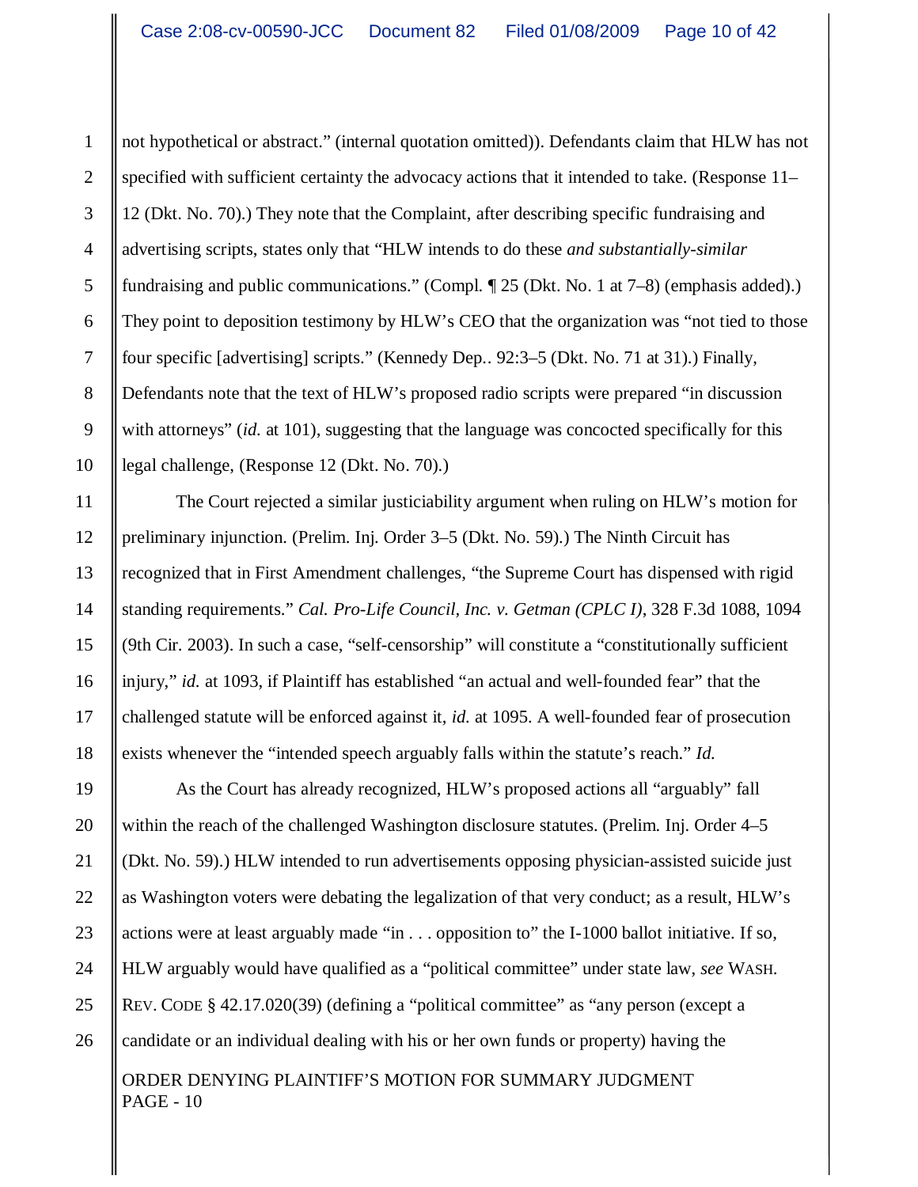not hypothetical or abstract." (internal quotation omitted)). Defendants claim that HLW has not specified with sufficient certainty the advocacy actions that it intended to take. (Response 11–12 (Dkt. No. 70).) They note that the Complaint, after describing specific fundraising and advertising scripts, states only that "HLW intends to do these *and substantially-similar* fundraising and public communications." (Compl. ¶ 25 (Dkt. No. 1 at 7–8) (emphasis added).) They point to deposition testimony by HLW's CEO that the organization was "not tied to those four specific [advertising] scripts." (Kennedy Dep.. 92:3–5 (Dkt. No. 71 at 31).) Finally, Defendants note that the text of HLW's proposed radio scripts were prepared "in discussion with attorneys" (*id.* at 101), suggesting that the language was concocted specifically for this legal challenge, (Response 12 (Dkt. No. 70).)

The Court rejected a similar justiciability argument when ruling on HLW's motion for preliminary injunction. (Prelim. Inj. Order 3–5 (Dkt. No. 59).) The Ninth Circuit has recognized that in First Amendment challenges, "the Supreme Court has dispensed with rigid standing requirements." *Cal. Pro-Life Council, Inc. v. Getman (CPLC I)*, 328 F.3d 1088, 1094 (9th Cir. 2003). In such a case, "self-censorship" will constitute a "constitutionally sufficient injury," *id.* at 1093, if Plaintiff has established "an actual and well-founded fear" that the challenged statute will be enforced against it, *id.* at 1095. A well-founded fear of prosecution exists whenever the "intended speech arguably falls within the statute's reach." *Id.*

As the Court has already recognized, HLW's proposed actions all "arguably" fall within the reach of the challenged Washington disclosure statutes. (Prelim. Inj. Order 4–5 (Dkt. No. 59).) HLW intended to run advertisements opposing physician-assisted suicide just as Washington voters were debating the legalization of that very conduct; as a result, HLW's actions were at least arguably made "in . . . opposition to" the I-1000 ballot initiative. If so, HLW arguably would have qualified as a "political committee" under state law, *see* WASH. REV. CODE § 42.17.020(39) (defining a "political committee" as "any person (except a candidate or an individual dealing with his or her own funds or property) having the

ORDER DENYING PLAINTIFF'S MOTION FOR SUMMARY JUDGMENT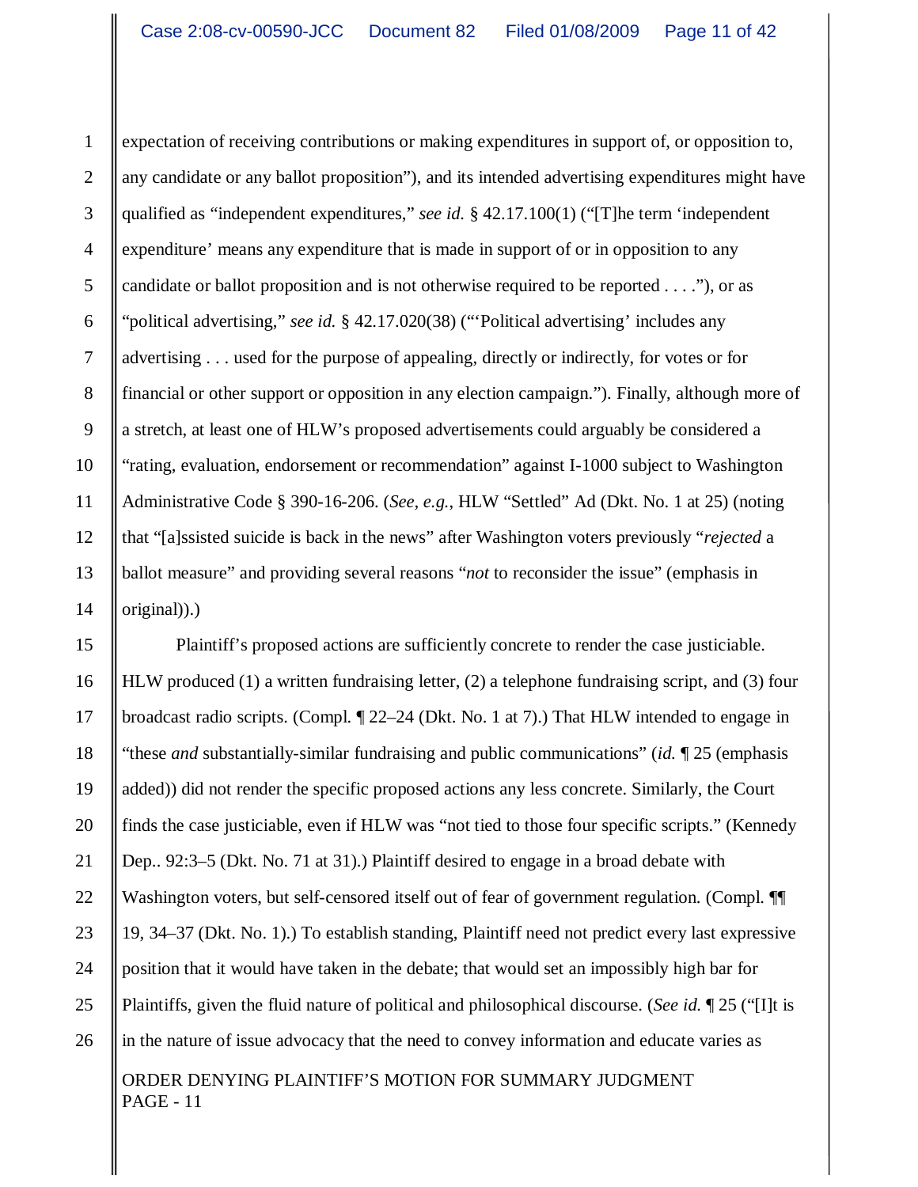expectation of receiving contributions or making expenditures in support of, or opposition to, any candidate or any ballot proposition"), and its intended advertising expenditures might have qualified as "independent expenditures," *see id.* § 42.17.100(1) ("[T]he term 'independent expenditure' means any expenditure that is made in support of or in opposition to any candidate or ballot proposition and is not otherwise required to be reported . . . ."), or as "political advertising," *see id.* § 42.17.020(38) ("'Political advertising' includes any advertising . . . used for the purpose of appealing, directly or indirectly, for votes or for financial or other support or opposition in any election campaign."). Finally, although more of a stretch, at least one of HLW's proposed advertisements could arguably be considered a "rating, evaluation, endorsement or recommendation" against I-1000 subject to Washington Administrative Code § 390-16-206. (*See, e.g.*, HLW "Settled" Ad (Dkt. No. 1 at 25) (noting that "[a]ssisted suicide is back in the news" after Washington voters previously "*rejected* a ballot measure" and providing several reasons "*not* to reconsider the issue" (emphasis in original)).)

Plaintiff's proposed actions are sufficiently concrete to render the case justiciable. HLW produced (1) a written fundraising letter, (2) a telephone fundraising script, and (3) four broadcast radio scripts. (Compl. ¶ 22–24 (Dkt. No. 1 at 7).) That HLW intended to engage in "these *and* substantially-similar fundraising and public communications" (*id.* ¶ 25 (emphasis added)) did not render the specific proposed actions any less concrete. Similarly, the Court finds the case justiciable, even if HLW was "not tied to those four specific scripts." (Kennedy Dep.. 92:3–5 (Dkt. No. 71 at 31).) Plaintiff desired to engage in a broad debate with Washington voters, but self-censored itself out of fear of government regulation. (Compl. ¶¶ 19, 34–37 (Dkt. No. 1).) To establish standing, Plaintiff need not predict every last expressive position that it would have taken in the debate; that would set an impossibly high bar for Plaintiffs, given the fluid nature of political and philosophical discourse. (*See id.* ¶ 25 ("[I]t is in the nature of issue advocacy that the need to convey information and educate varies as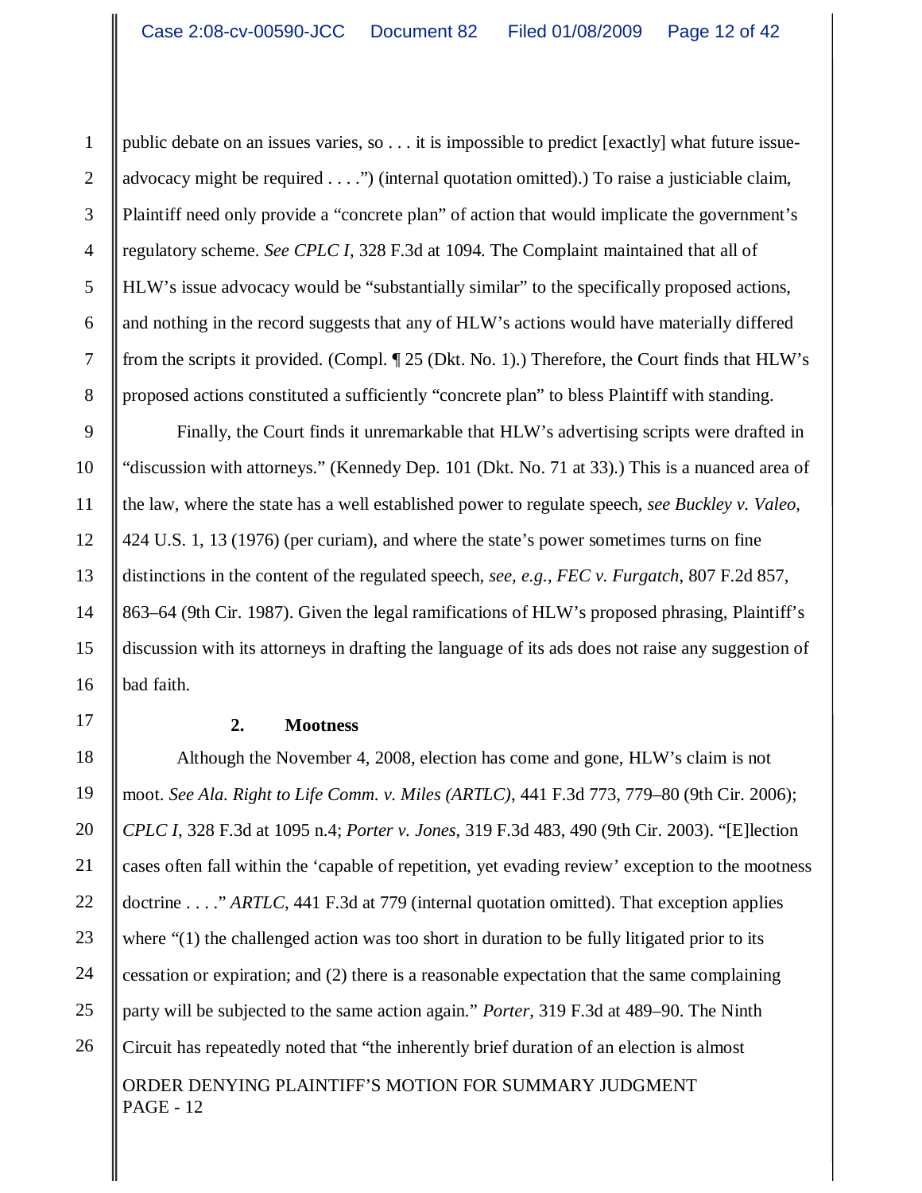public debate on an issues varies, so . . . it is impossible to predict [exactly] what future issue-advocacy might be required . . . .") (internal quotation omitted).) To raise a justiciable claim, Plaintiff need only provide a "concrete plan" of action that would implicate the government's regulatory scheme. *See CPLC I*, 328 F.3d at 1094. The Complaint maintained that all of HLW's issue advocacy would be "substantially similar" to the specifically proposed actions, and nothing in the record suggests that any of HLW's actions would have materially differed from the scripts it provided. (Compl. ¶ 25 (Dkt. No. 1).) Therefore, the Court finds that HLW's proposed actions constituted a sufficiently "concrete plan" to bless Plaintiff with standing.

Finally, the Court finds it unremarkable that HLW's advertising scripts were drafted in "discussion with attorneys." (Kennedy Dep. 101 (Dkt. No. 71 at 33).) This is a nuanced area of the law, where the state has a well established power to regulate speech, *see Buckley v. Valeo*, 424 U.S. 1, 13 (1976) (per curiam), and where the state's power sometimes turns on fine distinctions in the content of the regulated speech, *see, e.g.*, *FEC v. Furgatch*, 807 F.2d 857, 863–64 (9th Cir. 1987). Given the legal ramifications of HLW's proposed phrasing, Plaintiff's discussion with its attorneys in drafting the language of its ads does not raise any suggestion of bad faith.

**2. Mootness**

Although the November 4, 2008, election has come and gone, HLW's claim is not moot. *See Ala. Right to Life Comm. v. Miles (ARTLC)*, 441 F.3d 773, 779–80 (9th Cir. 2006); *CPLC I*, 328 F.3d at 1095 n.4; *Porter v. Jones*, 319 F.3d 483, 490 (9th Cir. 2003). "[E]lection cases often fall within the 'capable of repetition, yet evading review' exception to the mootness doctrine . . . ." *ARTLC*, 441 F.3d at 779 (internal quotation omitted). That exception applies where "(1) the challenged action was too short in duration to be fully litigated prior to its cessation or expiration; and (2) there is a reasonable expectation that the same complaining party will be subjected to the same action again." *Porter*, 319 F.3d at 489–90. The Ninth Circuit has repeatedly noted that "the inherently brief duration of an election is almost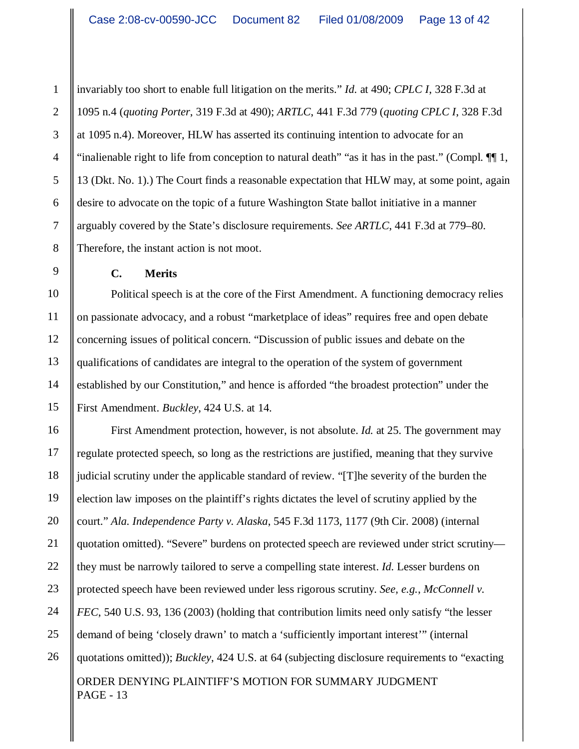invariably too short to enable full litigation on the merits." *Id.* at 490; *CPLC I*, 328 F.3d at 1095 n.4 (*quoting Porter*, 319 F.3d at 490); *ARTLC*, 441 F.3d 779 (*quoting CPLC I*, 328 F.3d at 1095 n.4). Moreover, HLW has asserted its continuing intention to advocate for an "inalienable right to life from conception to natural death" "as it has in the past." (Compl. ¶¶ 1, 13 (Dkt. No. 1).) The Court finds a reasonable expectation that HLW may, at some point, again desire to advocate on the topic of a future Washington State ballot initiative in a manner arguably covered by the State's disclosure requirements. *See ARTLC*, 441 F.3d at 779–80. Therefore, the instant action is not moot.

**C. Merits**

Political speech is at the core of the First Amendment. A functioning democracy relies on passionate advocacy, and a robust "marketplace of ideas" requires free and open debate concerning issues of political concern. "Discussion of public issues and debate on the qualifications of candidates are integral to the operation of the system of government established by our Constitution," and hence is afforded "the broadest protection" under the First Amendment. *Buckley*, 424 U.S. at 14.

First Amendment protection, however, is not absolute. *Id.* at 25. The government may regulate protected speech, so long as the restrictions are justified, meaning that they survive judicial scrutiny under the applicable standard of review. "[T]he severity of the burden the election law imposes on the plaintiff's rights dictates the level of scrutiny applied by the court." *Ala. Independence Party v. Alaska*, 545 F.3d 1173, 1177 (9th Cir. 2008) (internal quotation omitted). "Severe" burdens on protected speech are reviewed under strict scrutiny—they must be narrowly tailored to serve a compelling state interest. *Id.* Lesser burdens on protected speech have been reviewed under less rigorous scrutiny. *See, e.g.*, *McConnell v. FEC*, 540 U.S. 93, 136 (2003) (holding that contribution limits need only satisfy "the lesser demand of being 'closely drawn' to match a 'sufficiently important interest'" (internal quotations omitted)); *Buckley*, 424 U.S. at 64 (subjecting disclosure requirements to "exacting

ORDER DENYING PLAINTIFF'S MOTION FOR SUMMARY JUDGMENT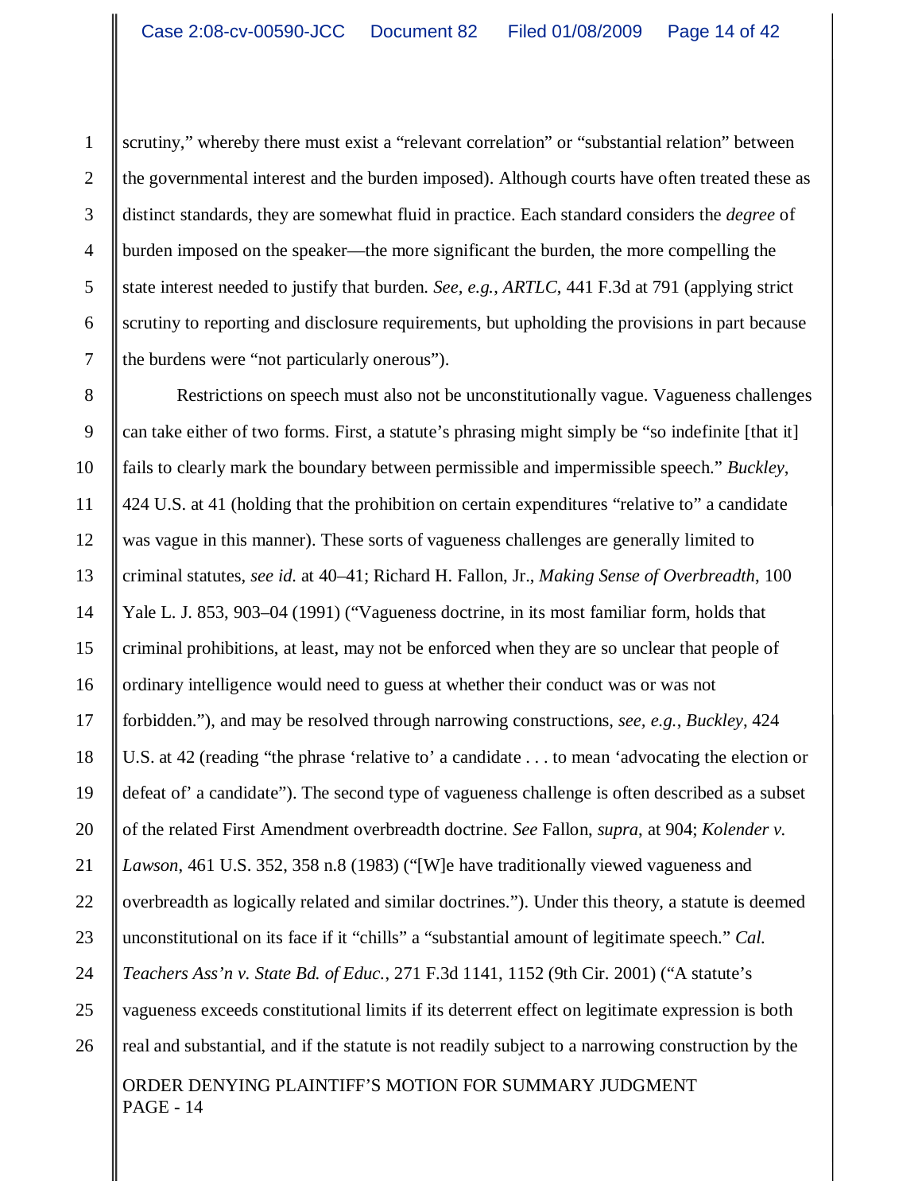scrutiny," whereby there must exist a "relevant correlation" or "substantial relation" between the governmental interest and the burden imposed). Although courts have often treated these as distinct standards, they are somewhat fluid in practice. Each standard considers the *degree* of burden imposed on the speaker—the more significant the burden, the more compelling the state interest needed to justify that burden. *See, e.g.*, *ARTLC*, 441 F.3d at 791 (applying strict scrutiny to reporting and disclosure requirements, but upholding the provisions in part because the burdens were "not particularly onerous").

Restrictions on speech must also not be unconstitutionally vague. Vagueness challenges can take either of two forms. First, a statute's phrasing might simply be "so indefinite [that it] fails to clearly mark the boundary between permissible and impermissible speech." *Buckley*, 424 U.S. at 41 (holding that the prohibition on certain expenditures "relative to" a candidate was vague in this manner). These sorts of vagueness challenges are generally limited to criminal statutes, *see id.* at 40–41; Richard H. Fallon, Jr., *Making Sense of Overbreadth*, 100 Yale L. J. 853, 903–04 (1991) ("Vagueness doctrine, in its most familiar form, holds that criminal prohibitions, at least, may not be enforced when they are so unclear that people of ordinary intelligence would need to guess at whether their conduct was or was not forbidden."), and may be resolved through narrowing constructions, *see, e.g.*, *Buckley*, 424 U.S. at 42 (reading "the phrase 'relative to' a candidate . . . to mean 'advocating the election or defeat of' a candidate"). The second type of vagueness challenge is often described as a subset of the related First Amendment overbreadth doctrine. *See* Fallon, *supra*, at 904; *Kolender v. Lawson*, 461 U.S. 352, 358 n.8 (1983) ("[W]e have traditionally viewed vagueness and overbreadth as logically related and similar doctrines."). Under this theory, a statute is deemed unconstitutional on its face if it "chills" a "substantial amount of legitimate speech." *Cal. Teachers Ass'n v. State Bd. of Educ.*, 271 F.3d 1141, 1152 (9th Cir. 2001) ("A statute's vagueness exceeds constitutional limits if its deterrent effect on legitimate expression is both real and substantial, and if the statute is not readily subject to a narrowing construction by the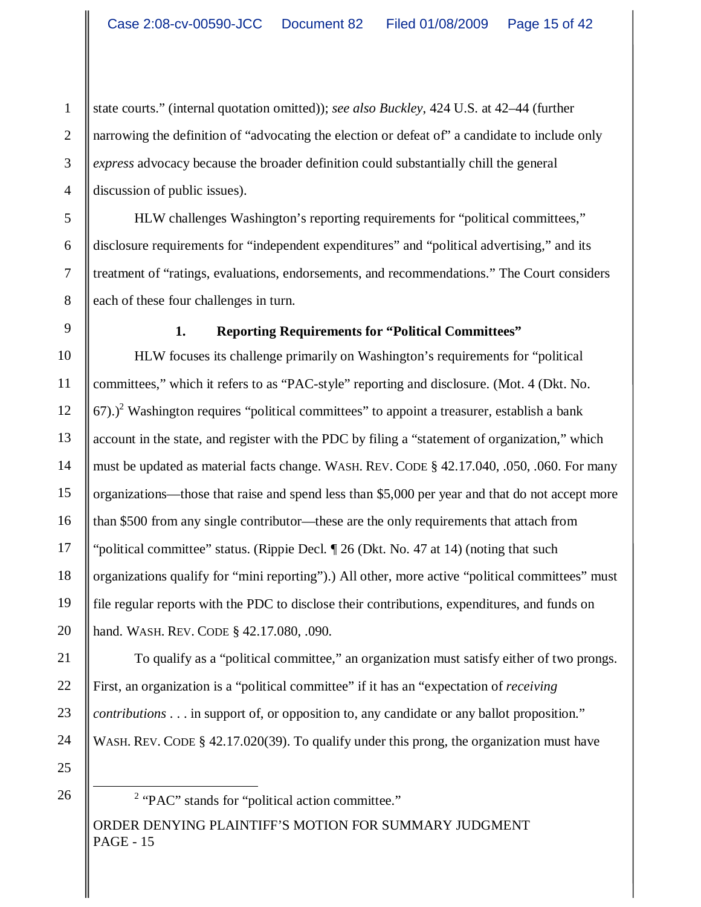state courts." (internal quotation omitted)); *see also Buckley*, 424 U.S. at 42–44 (further narrowing the definition of "advocating the election or defeat of" a candidate to include only *express* advocacy because the broader definition could substantially chill the general discussion of public issues).

HLW challenges Washington's reporting requirements for "political committees," disclosure requirements for "independent expenditures" and "political advertising," and its treatment of "ratings, evaluations, endorsements, and recommendations." The Court considers each of these four challenges in turn.

### 1. Reporting Requirements for "Political Committees"

HLW focuses its challenge primarily on Washington's requirements for "political committees," which it refers to as "PAC-style" reporting and disclosure. (Mot. 4 (Dkt. No. 67).)[2] Washington requires "political committees" to appoint a treasurer, establish a bank account in the state, and register with the PDC by filing a "statement of organization," which must be updated as material facts change. WASH. REV. CODE § 42.17.040, .050, .060. For many organizations—those that raise and spend less than $5,000 per year and that do not accept more than $500 from any single contributor—these are the only requirements that attach from "political committee" status. (Rippie Decl. ¶ 26 (Dkt. No. 47 at 14) (noting that such organizations qualify for "mini reporting").) All other, more active "political committees" must file regular reports with the PDC to disclose their contributions, expenditures, and funds on hand. WASH. REV. CODE § 42.17.080, .090.

To qualify as a "political committee," an organization must satisfy either of two prongs. First, an organization is a "political committee" if it has an "expectation of *receiving contributions* . . . in support of, or opposition to, any candidate or any ballot proposition." WASH. REV. CODE § 42.17.020(39). To qualify under this prong, the organization must have

[2] "PAC" stands for "political action committee."

ORDER DENYING PLAINTIFF'S MOTION FOR SUMMARY JUDGMENT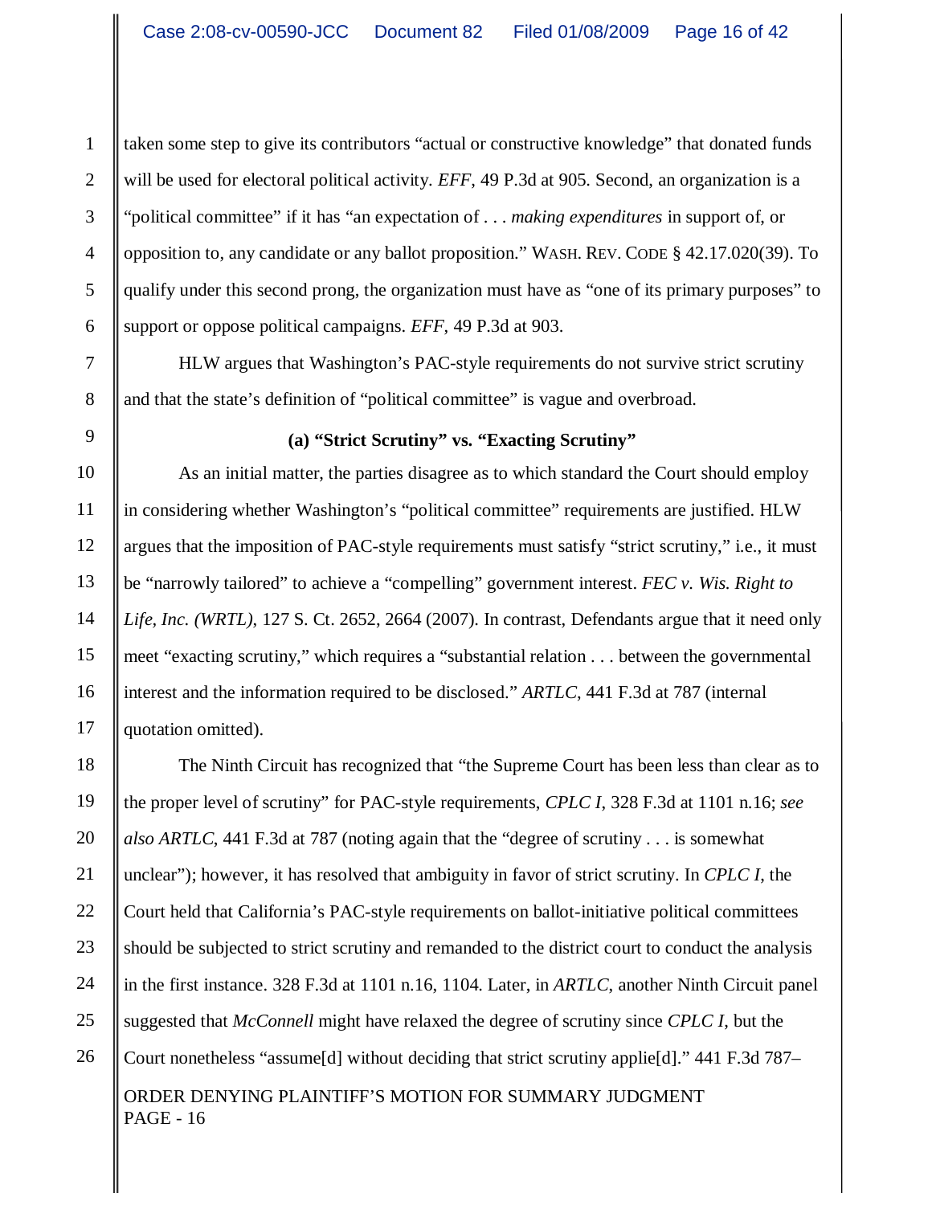taken some step to give its contributors "actual or constructive knowledge" that donated funds will be used for electoral political activity. *EFF*, 49 P.3d at 905. Second, an organization is a "political committee" if it has "an expectation of . . . *making expenditures* in support of, or opposition to, any candidate or any ballot proposition." WASH. REV. CODE § 42.17.020(39). To qualify under this second prong, the organization must have as "one of its primary purposes" to support or oppose political campaigns. *EFF*, 49 P.3d at 903.

HLW argues that Washington's PAC-style requirements do not survive strict scrutiny and that the state's definition of "political committee" is vague and overbroad.

**(a) "Strict Scrutiny" vs. "Exacting Scrutiny"**

As an initial matter, the parties disagree as to which standard the Court should employ in considering whether Washington's "political committee" requirements are justified. HLW argues that the imposition of PAC-style requirements must satisfy "strict scrutiny," i.e., it must be "narrowly tailored" to achieve a "compelling" government interest. *FEC v. Wis. Right to Life, Inc. (WRTL)*, 127 S. Ct. 2652, 2664 (2007). In contrast, Defendants argue that it need only meet "exacting scrutiny," which requires a "substantial relation . . . between the governmental interest and the information required to be disclosed." *ARTLC*, 441 F.3d at 787 (internal quotation omitted).

The Ninth Circuit has recognized that "the Supreme Court has been less than clear as to the proper level of scrutiny" for PAC-style requirements, *CPLC I*, 328 F.3d at 1101 n.16; *see also ARTLC*, 441 F.3d at 787 (noting again that the "degree of scrutiny . . . is somewhat unclear"); however, it has resolved that ambiguity in favor of strict scrutiny. In *CPLC I*, the Court held that California's PAC-style requirements on ballot-initiative political committees should be subjected to strict scrutiny and remanded to the district court to conduct the analysis in the first instance. 328 F.3d at 1101 n.16, 1104. Later, in *ARTLC*, another Ninth Circuit panel suggested that *McConnell* might have relaxed the degree of scrutiny since *CPLC I*, but the Court nonetheless "assume[d] without deciding that strict scrutiny applie[d]." 441 F.3d 787–

ORDER DENYING PLAINTIFF'S MOTION FOR SUMMARY JUDGMENT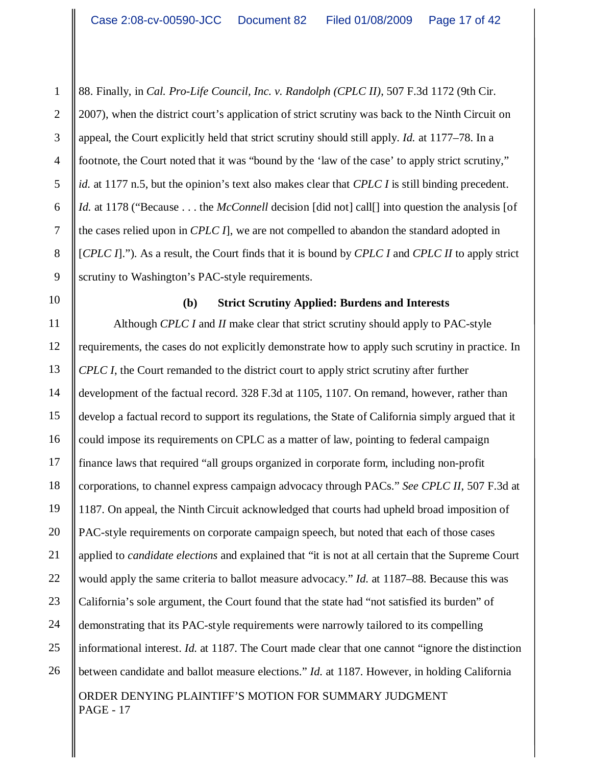88. Finally, in *Cal. Pro-Life Council, Inc. v. Randolph (CPLC II)*, 507 F.3d 1172 (9th Cir. 2007), when the district court's application of strict scrutiny was back to the Ninth Circuit on appeal, the Court explicitly held that strict scrutiny should still apply. *Id.* at 1177–78. In a footnote, the Court noted that it was "bound by the 'law of the case' to apply strict scrutiny," *id.* at 1177 n.5, but the opinion's text also makes clear that *CPLC I* is still binding precedent. *Id.* at 1178 ("Because . . . the *McConnell* decision [did not] call[] into question the analysis [of the cases relied upon in *CPLC I*], we are not compelled to abandon the standard adopted in [*CPLC I*]."). As a result, the Court finds that it is bound by *CPLC I* and *CPLC II* to apply strict scrutiny to Washington's PAC-style requirements.

**(b) Strict Scrutiny Applied: Burdens and Interests**

Although *CPLC I* and *II* make clear that strict scrutiny should apply to PAC-style requirements, the cases do not explicitly demonstrate how to apply such scrutiny in practice. In *CPLC I*, the Court remanded to the district court to apply strict scrutiny after further development of the factual record. 328 F.3d at 1105, 1107. On remand, however, rather than develop a factual record to support its regulations, the State of California simply argued that it could impose its requirements on CPLC as a matter of law, pointing to federal campaign finance laws that required "all groups organized in corporate form, including non-profit corporations, to channel express campaign advocacy through PACs." *See CPLC II*, 507 F.3d at 1187. On appeal, the Ninth Circuit acknowledged that courts had upheld broad imposition of PAC-style requirements on corporate campaign speech, but noted that each of those cases applied to *candidate elections* and explained that "it is not at all certain that the Supreme Court would apply the same criteria to ballot measure advocacy." *Id.* at 1187–88. Because this was California's sole argument, the Court found that the state had "not satisfied its burden" of demonstrating that its PAC-style requirements were narrowly tailored to its compelling informational interest. *Id.* at 1187. The Court made clear that one cannot "ignore the distinction between candidate and ballot measure elections." *Id.* at 1187. However, in holding California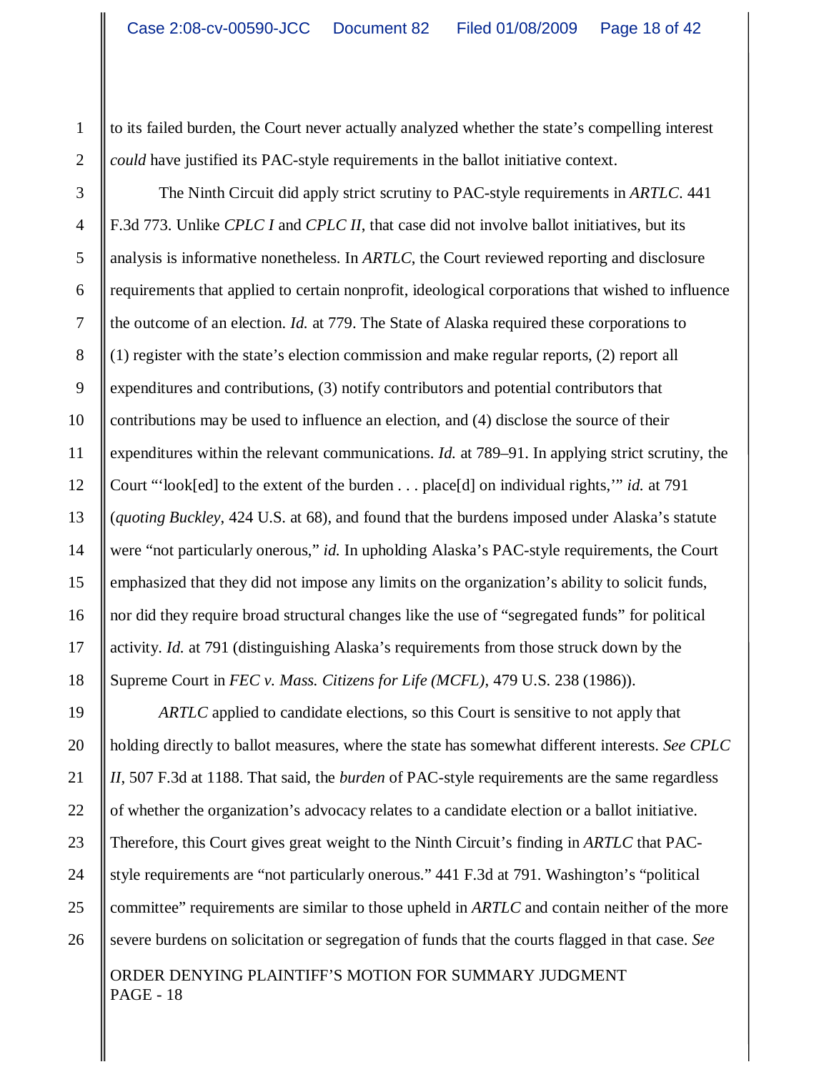to its failed burden, the Court never actually analyzed whether the state's compelling interest *could* have justified its PAC-style requirements in the ballot initiative context.

The Ninth Circuit did apply strict scrutiny to PAC-style requirements in *ARTLC*. 441 F.3d 773. Unlike *CPLC I* and *CPLC II*, that case did not involve ballot initiatives, but its analysis is informative nonetheless. In *ARTLC*, the Court reviewed reporting and disclosure requirements that applied to certain nonprofit, ideological corporations that wished to influence the outcome of an election. *Id.* at 779. The State of Alaska required these corporations to (1) register with the state's election commission and make regular reports, (2) report all expenditures and contributions, (3) notify contributors and potential contributors that contributions may be used to influence an election, and (4) disclose the source of their expenditures within the relevant communications. *Id.* at 789–91. In applying strict scrutiny, the Court "'look[ed] to the extent of the burden . . . place[d] on individual rights,'" *id.* at 791 (*quoting Buckley*, 424 U.S. at 68), and found that the burdens imposed under Alaska's statute were "not particularly onerous," *id.* In upholding Alaska's PAC-style requirements, the Court emphasized that they did not impose any limits on the organization's ability to solicit funds, nor did they require broad structural changes like the use of "segregated funds" for political activity. *Id.* at 791 (distinguishing Alaska's requirements from those struck down by the Supreme Court in *FEC v. Mass. Citizens for Life (MCFL)*, 479 U.S. 238 (1986)).

*ARTLC* applied to candidate elections, so this Court is sensitive to not apply that holding directly to ballot measures, where the state has somewhat different interests. *See CPLC II*, 507 F.3d at 1188. That said, the *burden* of PAC-style requirements are the same regardless of whether the organization's advocacy relates to a candidate election or a ballot initiative. Therefore, this Court gives great weight to the Ninth Circuit's finding in *ARTLC* that PAC-style requirements are "not particularly onerous." 441 F.3d at 791. Washington's "political committee" requirements are similar to those upheld in *ARTLC* and contain neither of the more severe burdens on solicitation or segregation of funds that the courts flagged in that case. *See*

ORDER DENYING PLAINTIFF'S MOTION FOR SUMMARY JUDGMENT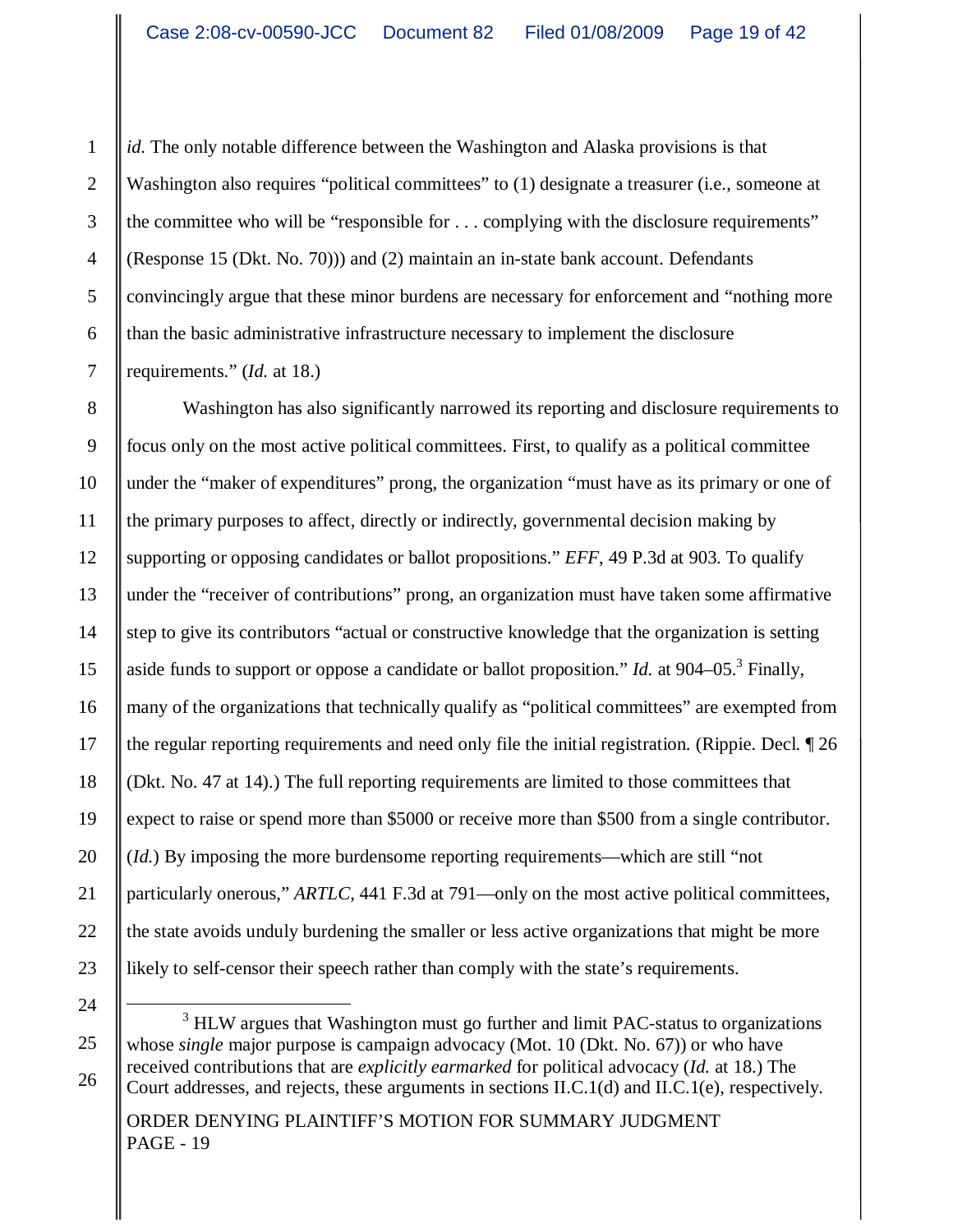*id.* The only notable difference between the Washington and Alaska provisions is that Washington also requires "political committees" to (1) designate a treasurer (i.e., someone at the committee who will be "responsible for . . . complying with the disclosure requirements" (Response 15 (Dkt. No. 70))) and (2) maintain an in-state bank account. Defendants convincingly argue that these minor burdens are necessary for enforcement and "nothing more than the basic administrative infrastructure necessary to implement the disclosure requirements." (*Id.* at 18.)

Washington has also significantly narrowed its reporting and disclosure requirements to focus only on the most active political committees. First, to qualify as a political committee under the "maker of expenditures" prong, the organization "must have as its primary or one of the primary purposes to affect, directly or indirectly, governmental decision making by supporting or opposing candidates or ballot propositions." *EFF*, 49 P.3d at 903. To qualify under the "receiver of contributions" prong, an organization must have taken some affirmative step to give its contributors "actual or constructive knowledge that the organization is setting aside funds to support or oppose a candidate or ballot proposition." *Id.* at 904–05.[3] Finally, many of the organizations that technically qualify as "political committees" are exempted from the regular reporting requirements and need only file the initial registration. (Rippie. Decl. ¶ 26 (Dkt. No. 47 at 14).) The full reporting requirements are limited to those committees that expect to raise or spend more than $5000 or receive more than $500 from a single contributor. (*Id.*) By imposing the more burdensome reporting requirements—which are still "not particularly onerous," *ARTLC*, 441 F.3d at 791—only on the most active political committees, the state avoids unduly burdening the smaller or less active organizations that might be more likely to self-censor their speech rather than comply with the state's requirements.

---

[3] HLW argues that Washington must go further and limit PAC-status to organizations whose *single* major purpose is campaign advocacy (Mot. 10 (Dkt. No. 67)) or who have received contributions that are *explicitly earmarked* for political advocacy (*Id.* at 18.) The Court addresses, and rejects, these arguments in sections II.C.1(d) and II.C.1(e), respectively.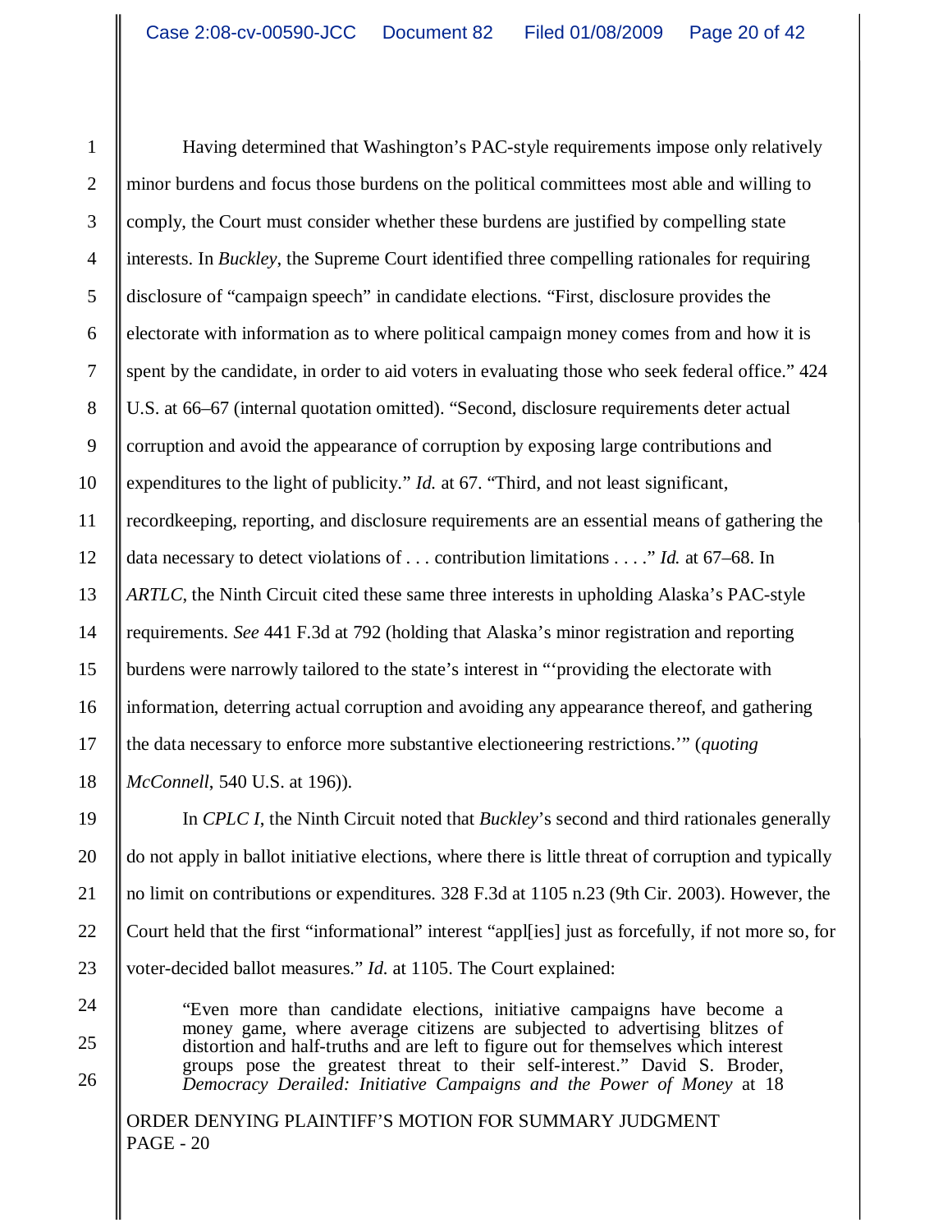Having determined that Washington's PAC-style requirements impose only relatively minor burdens and focus those burdens on the political committees most able and willing to comply, the Court must consider whether these burdens are justified by compelling state interests. In *Buckley*, the Supreme Court identified three compelling rationales for requiring disclosure of "campaign speech" in candidate elections. "First, disclosure provides the electorate with information as to where political campaign money comes from and how it is spent by the candidate, in order to aid voters in evaluating those who seek federal office." 424 U.S. at 66–67 (internal quotation omitted). "Second, disclosure requirements deter actual corruption and avoid the appearance of corruption by exposing large contributions and expenditures to the light of publicity." *Id.* at 67. "Third, and not least significant, recordkeeping, reporting, and disclosure requirements are an essential means of gathering the data necessary to detect violations of . . . contribution limitations . . . ." *Id.* at 67–68. In *ARTLC*, the Ninth Circuit cited these same three interests in upholding Alaska's PAC-style requirements. *See* 441 F.3d at 792 (holding that Alaska's minor registration and reporting burdens were narrowly tailored to the state's interest in "'providing the electorate with information, deterring actual corruption and avoiding any appearance thereof, and gathering the data necessary to enforce more substantive electioneering restrictions.'" (*quoting McConnell*, 540 U.S. at 196)).

In *CPLC I*, the Ninth Circuit noted that *Buckley*'s second and third rationales generally do not apply in ballot initiative elections, where there is little threat of corruption and typically no limit on contributions or expenditures. 328 F.3d at 1105 n.23 (9th Cir. 2003). However, the Court held that the first "informational" interest "appl[ies] just as forcefully, if not more so, for voter-decided ballot measures." *Id.* at 1105. The Court explained:

> "Even more than candidate elections, initiative campaigns have become a money game, where average citizens are subjected to advertising blitzes of distortion and half-truths and are left to figure out for themselves which interest groups pose the greatest threat to their self-interest." David S. Broder, *Democracy Derailed: Initiative Campaigns and the Power of Money* at 18

ORDER DENYING PLAINTIFF'S MOTION FOR SUMMARY JUDGMENT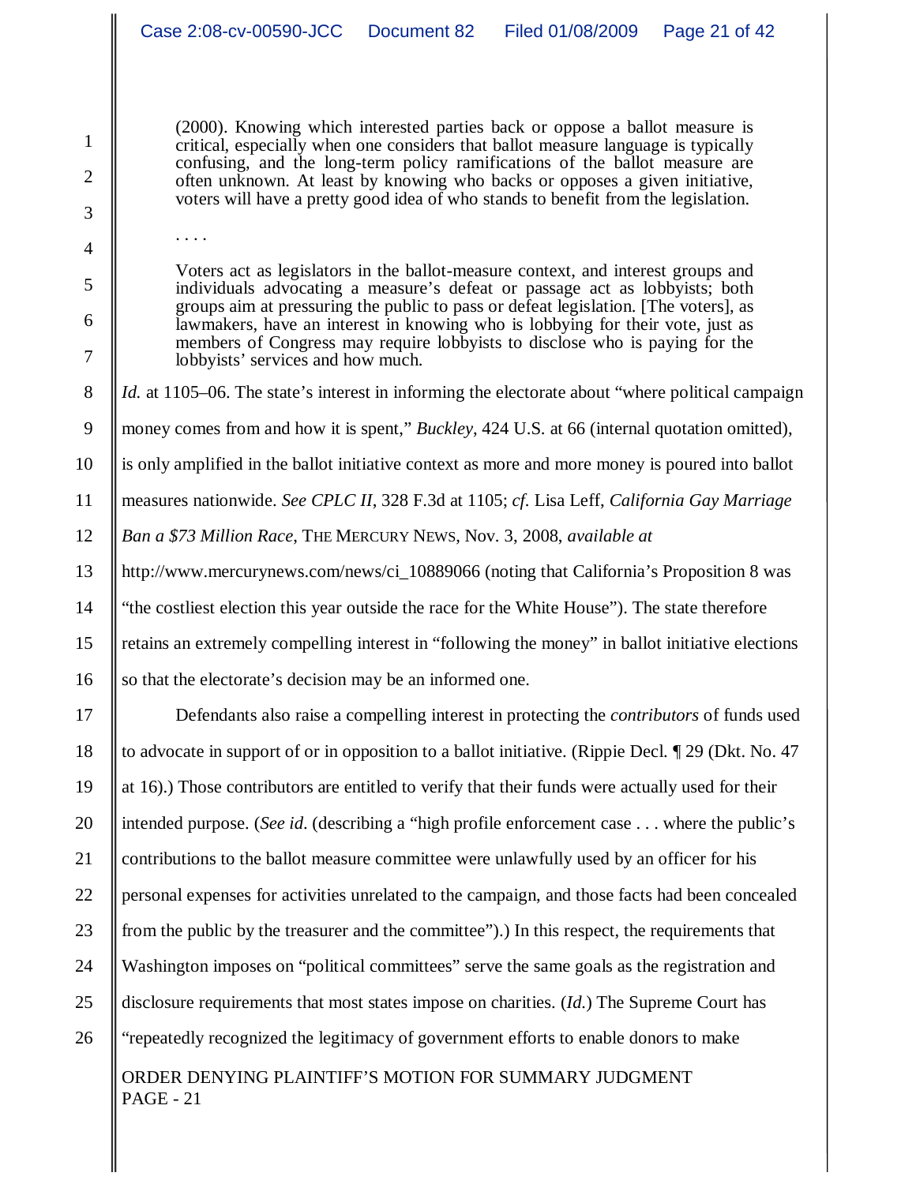> (2000). Knowing which interested parties back or oppose a ballot measure is critical, especially when one considers that ballot measure language is typically confusing, and the long-term policy ramifications of the ballot measure are often unknown. At least by knowing who backs or opposes a given initiative, voters will have a pretty good idea of who stands to benefit from the legislation.
>
> . . . .
>
> Voters act as legislators in the ballot-measure context, and interest groups and individuals advocating a measure's defeat or passage act as lobbyists; both groups aim at pressuring the public to pass or defeat legislation. [The voters], as lawmakers, have an interest in knowing who is lobbying for their vote, just as members of Congress may require lobbyists to disclose who is paying for the lobbyists' services and how much.

*Id.* at 1105–06. The state's interest in informing the electorate about "where political campaign money comes from and how it is spent," *Buckley*, 424 U.S. at 66 (internal quotation omitted), is only amplified in the ballot initiative context as more and more money is poured into ballot measures nationwide. *See CPLC II*, 328 F.3d at 1105; *cf*. Lisa Leff, *California Gay Marriage Ban a $73 Million Race*, THE MERCURY NEWS, Nov. 3, 2008, *available at* http://www.mercurynews.com/news/ci_10889066 (noting that California's Proposition 8 was "the costliest election this year outside the race for the White House"). The state therefore retains an extremely compelling interest in "following the money" in ballot initiative elections so that the electorate's decision may be an informed one.

Defendants also raise a compelling interest in protecting the *contributors* of funds used to advocate in support of or in opposition to a ballot initiative. (Rippie Decl. ¶ 29 (Dkt. No. 47 at 16).) Those contributors are entitled to verify that their funds were actually used for their intended purpose. (*See id*. (describing a "high profile enforcement case . . . where the public's contributions to the ballot measure committee were unlawfully used by an officer for his personal expenses for activities unrelated to the campaign, and those facts had been concealed from the public by the treasurer and the committee").) In this respect, the requirements that Washington imposes on "political committees" serve the same goals as the registration and disclosure requirements that most states impose on charities. (*Id.*) The Supreme Court has "repeatedly recognized the legitimacy of government efforts to enable donors to make

ORDER DENYING PLAINTIFF'S MOTION FOR SUMMARY JUDGMENT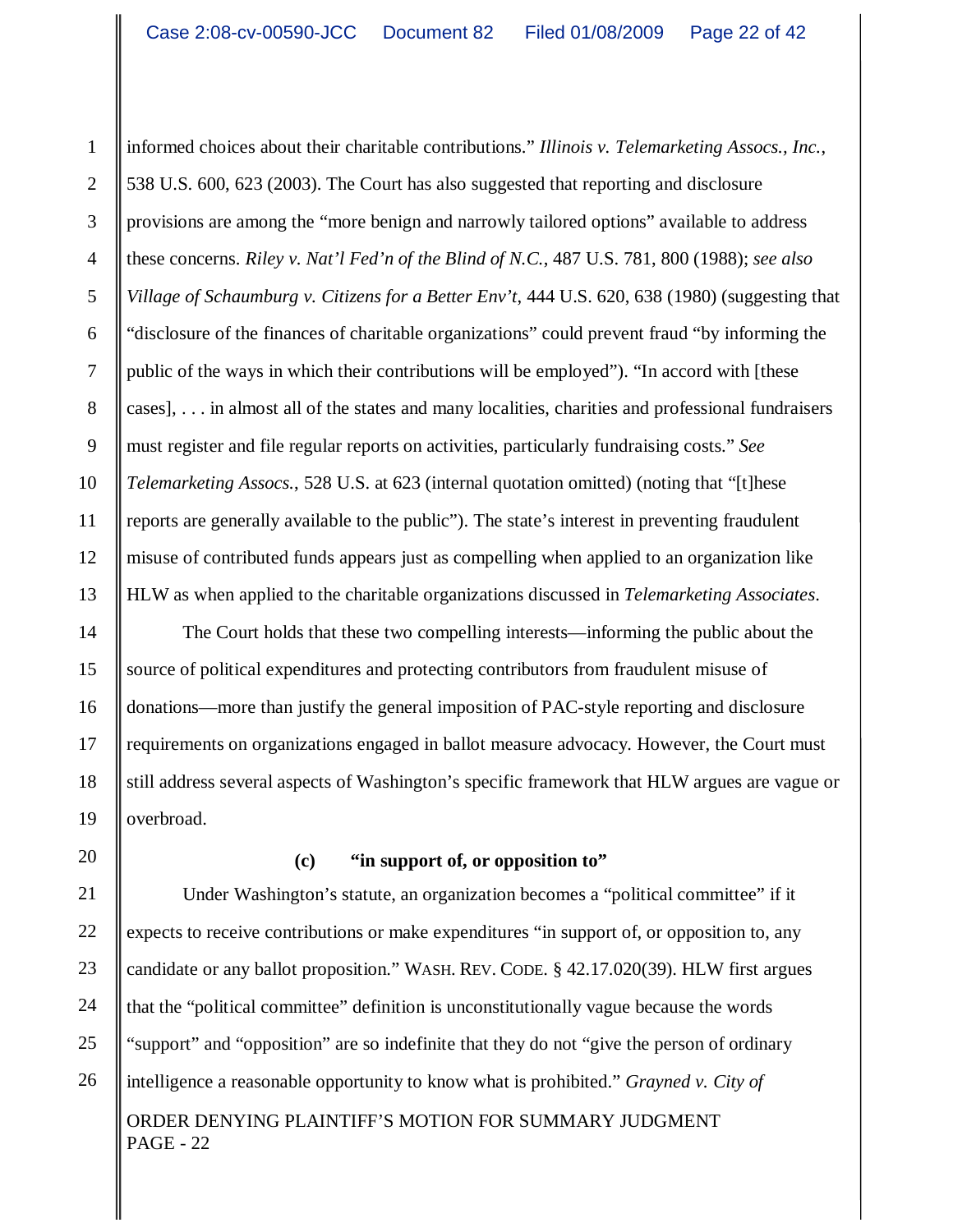informed choices about their charitable contributions." *Illinois v. Telemarketing Assocs., Inc.*, 538 U.S. 600, 623 (2003). The Court has also suggested that reporting and disclosure provisions are among the "more benign and narrowly tailored options" available to address these concerns. *Riley v. Nat'l Fed'n of the Blind of N.C.*, 487 U.S. 781, 800 (1988); *see also Village of Schaumburg v. Citizens for a Better Env't*, 444 U.S. 620, 638 (1980) (suggesting that "disclosure of the finances of charitable organizations" could prevent fraud "by informing the public of the ways in which their contributions will be employed"). "In accord with [these cases], . . . in almost all of the states and many localities, charities and professional fundraisers must register and file regular reports on activities, particularly fundraising costs." *See Telemarketing Assocs.*, 528 U.S. at 623 (internal quotation omitted) (noting that "[t]hese reports are generally available to the public"). The state's interest in preventing fraudulent misuse of contributed funds appears just as compelling when applied to an organization like HLW as when applied to the charitable organizations discussed in *Telemarketing Associates*.

The Court holds that these two compelling interests—informing the public about the source of political expenditures and protecting contributors from fraudulent misuse of donations—more than justify the general imposition of PAC-style reporting and disclosure requirements on organizations engaged in ballot measure advocacy. However, the Court must still address several aspects of Washington's specific framework that HLW argues are vague or overbroad.

**(c) "in support of, or opposition to"**

Under Washington's statute, an organization becomes a "political committee" if it expects to receive contributions or make expenditures "in support of, or opposition to, any candidate or any ballot proposition." WASH. REV. CODE. § 42.17.020(39). HLW first argues that the "political committee" definition is unconstitutionally vague because the words "support" and "opposition" are so indefinite that they do not "give the person of ordinary intelligence a reasonable opportunity to know what is prohibited." *Grayned v. City of*

ORDER DENYING PLAINTIFF'S MOTION FOR SUMMARY JUDGMENT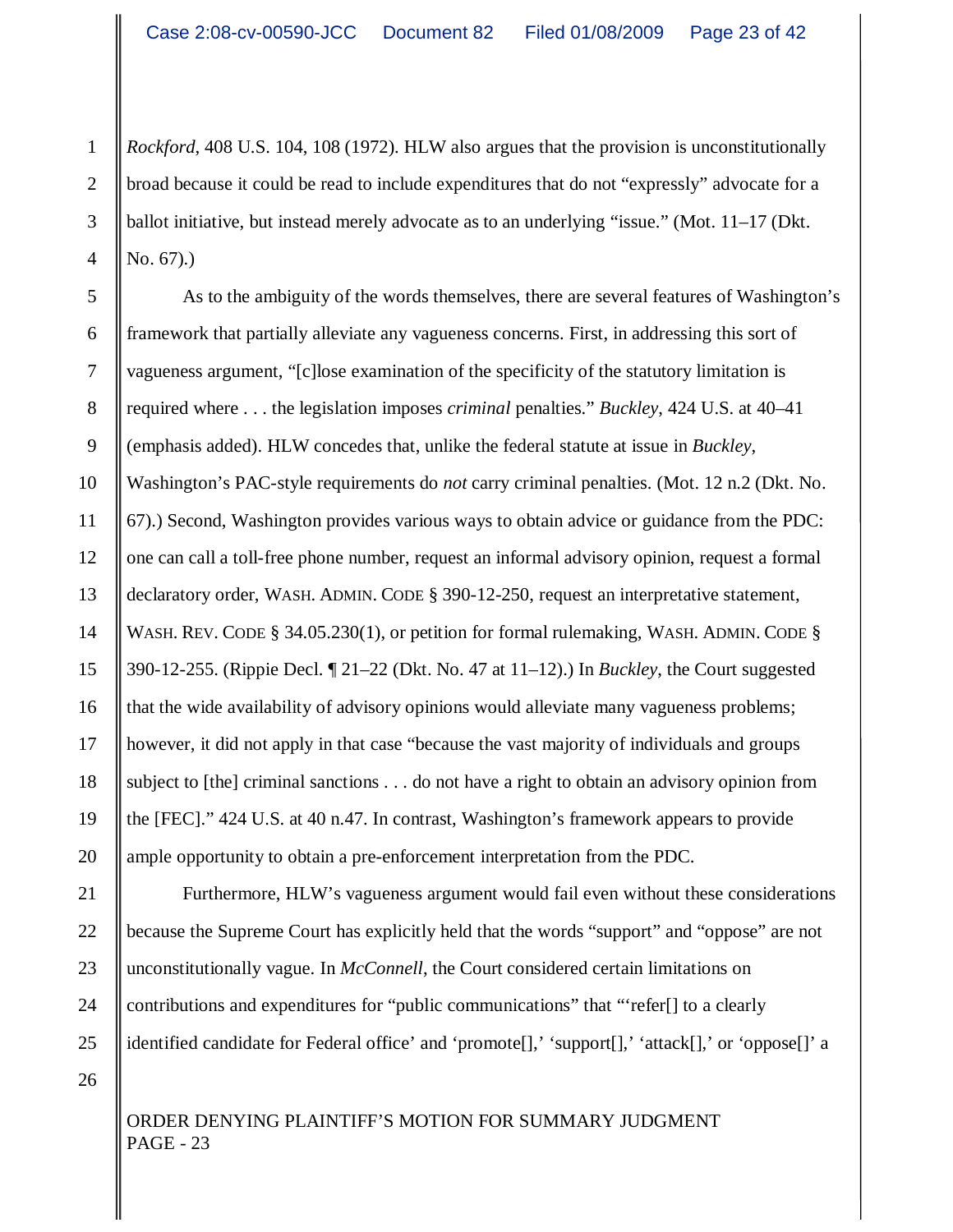*Rockford*, 408 U.S. 104, 108 (1972). HLW also argues that the provision is unconstitutionally broad because it could be read to include expenditures that do not "expressly" advocate for a ballot initiative, but instead merely advocate as to an underlying "issue." (Mot. 11–17 (Dkt. No. 67).)

As to the ambiguity of the words themselves, there are several features of Washington's framework that partially alleviate any vagueness concerns. First, in addressing this sort of vagueness argument, "[c]lose examination of the specificity of the statutory limitation is required where . . . the legislation imposes *criminal* penalties." *Buckley*, 424 U.S. at 40–41 (emphasis added). HLW concedes that, unlike the federal statute at issue in *Buckley*, Washington's PAC-style requirements do *not* carry criminal penalties. (Mot. 12 n.2 (Dkt. No. 67).) Second, Washington provides various ways to obtain advice or guidance from the PDC: one can call a toll-free phone number, request an informal advisory opinion, request a formal declaratory order, WASH. ADMIN. CODE § 390-12-250, request an interpretative statement, WASH. REV. CODE § 34.05.230(1), or petition for formal rulemaking, WASH. ADMIN. CODE § 390-12-255. (Rippie Decl. ¶ 21–22 (Dkt. No. 47 at 11–12).) In *Buckley*, the Court suggested that the wide availability of advisory opinions would alleviate many vagueness problems; however, it did not apply in that case "because the vast majority of individuals and groups subject to [the] criminal sanctions . . . do not have a right to obtain an advisory opinion from the [FEC]." 424 U.S. at 40 n.47. In contrast, Washington's framework appears to provide ample opportunity to obtain a pre-enforcement interpretation from the PDC.

Furthermore, HLW's vagueness argument would fail even without these considerations because the Supreme Court has explicitly held that the words "support" and "oppose" are not unconstitutionally vague. In *McConnell*, the Court considered certain limitations on contributions and expenditures for "public communications" that "'refer[] to a clearly identified candidate for Federal office' and 'promote[],' 'support[],' 'attack[],' or 'oppose[]' a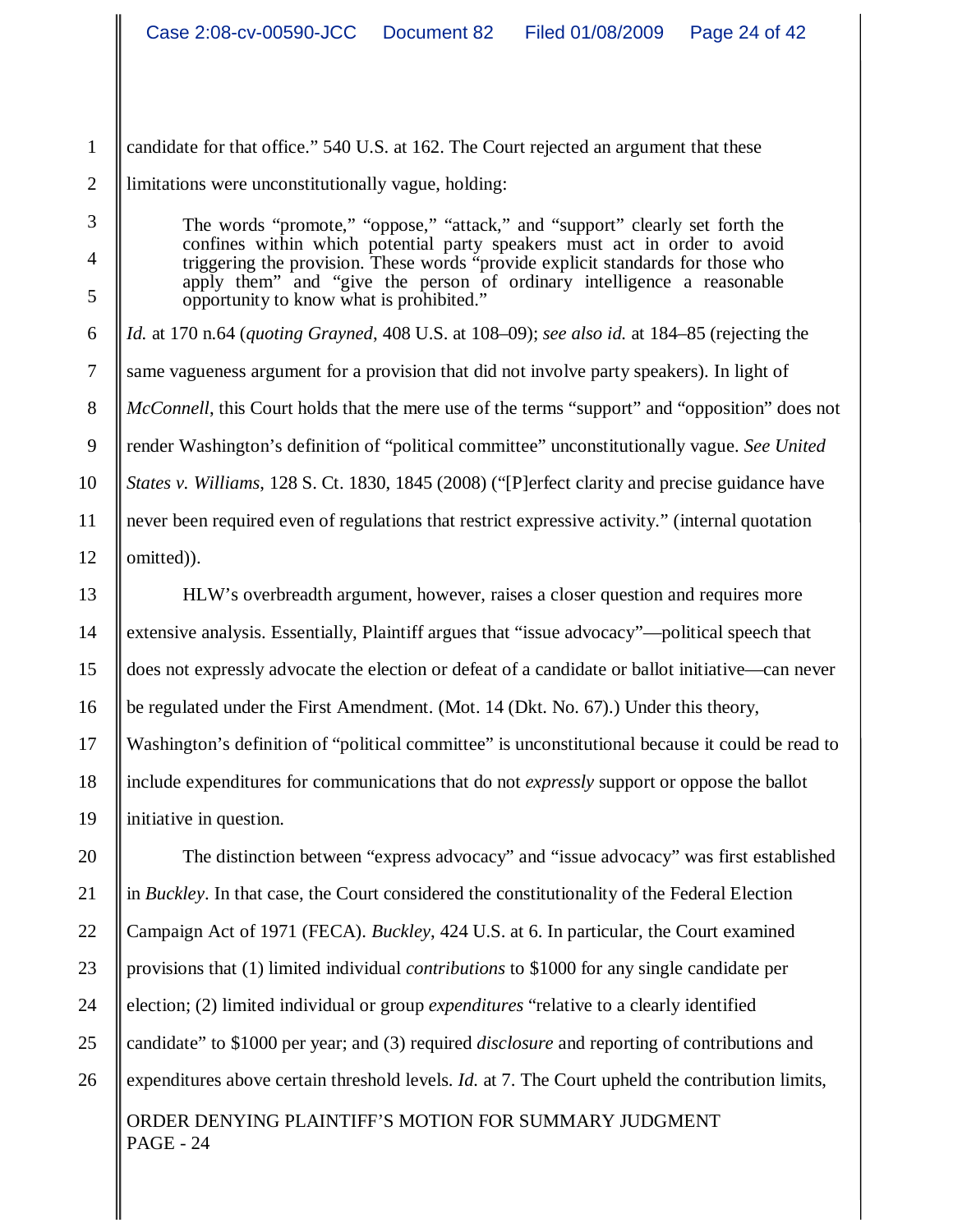candidate for that office." 540 U.S. at 162. The Court rejected an argument that these limitations were unconstitutionally vague, holding:

> The words "promote," "oppose," "attack," and "support" clearly set forth the confines within which potential party speakers must act in order to avoid triggering the provision. These words "provide explicit standards for those who apply them" and "give the person of ordinary intelligence a reasonable opportunity to know what is prohibited."

*Id.* at 170 n.64 (*quoting Grayned*, 408 U.S. at 108–09); *see also id.* at 184–85 (rejecting the same vagueness argument for a provision that did not involve party speakers). In light of *McConnell*, this Court holds that the mere use of the terms "support" and "opposition" does not render Washington's definition of "political committee" unconstitutionally vague. *See United States v. Williams*, 128 S. Ct. 1830, 1845 (2008) ("[P]erfect clarity and precise guidance have never been required even of regulations that restrict expressive activity." (internal quotation omitted)).

HLW's overbreadth argument, however, raises a closer question and requires more extensive analysis. Essentially, Plaintiff argues that "issue advocacy"—political speech that does not expressly advocate the election or defeat of a candidate or ballot initiative—can never be regulated under the First Amendment. (Mot. 14 (Dkt. No. 67).) Under this theory, Washington's definition of "political committee" is unconstitutional because it could be read to include expenditures for communications that do not *expressly* support or oppose the ballot initiative in question.

The distinction between "express advocacy" and "issue advocacy" was first established in *Buckley*. In that case, the Court considered the constitutionality of the Federal Election Campaign Act of 1971 (FECA). *Buckley*, 424 U.S. at 6. In particular, the Court examined provisions that (1) limited individual *contributions* to $1000 for any single candidate per election; (2) limited individual or group *expenditures* "relative to a clearly identified candidate" to $1000 per year; and (3) required *disclosure* and reporting of contributions and expenditures above certain threshold levels. *Id.* at 7. The Court upheld the contribution limits,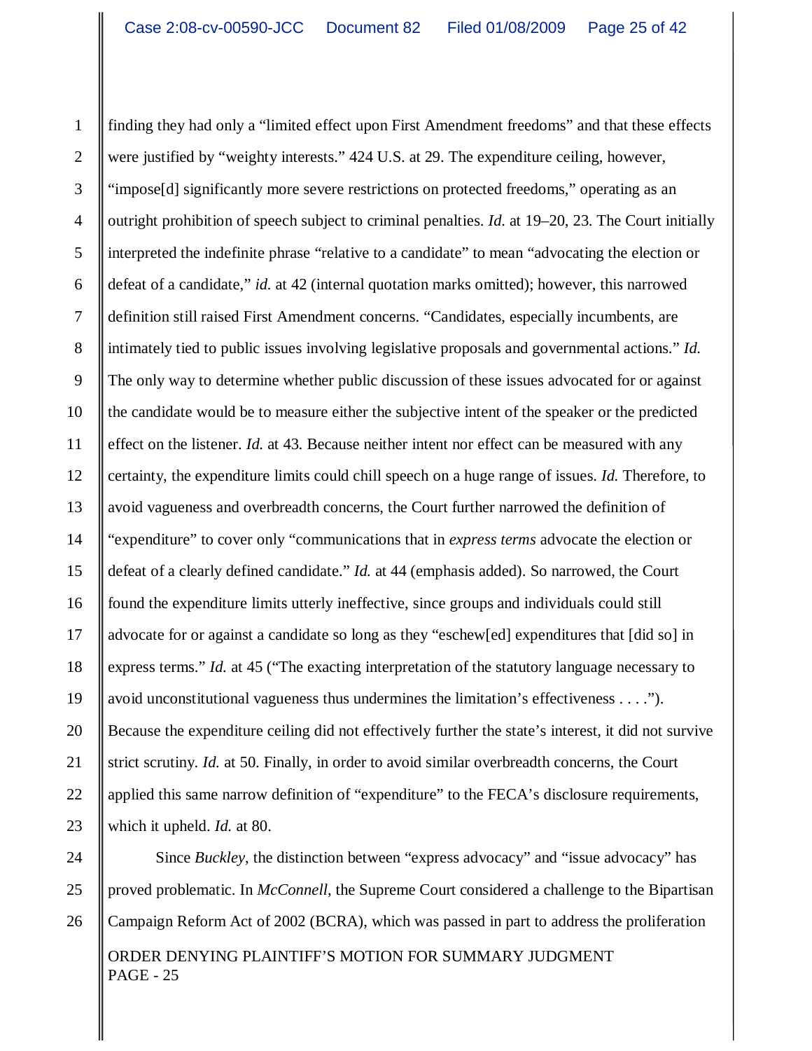finding they had only a "limited effect upon First Amendment freedoms" and that these effects were justified by "weighty interests." 424 U.S. at 29. The expenditure ceiling, however, "impose[d] significantly more severe restrictions on protected freedoms," operating as an outright prohibition of speech subject to criminal penalties. *Id.* at 19–20, 23. The Court initially interpreted the indefinite phrase "relative to a candidate" to mean "advocating the election or defeat of a candidate," *id.* at 42 (internal quotation marks omitted); however, this narrowed definition still raised First Amendment concerns. "Candidates, especially incumbents, are intimately tied to public issues involving legislative proposals and governmental actions." *Id.* The only way to determine whether public discussion of these issues advocated for or against the candidate would be to measure either the subjective intent of the speaker or the predicted effect on the listener. *Id.* at 43. Because neither intent nor effect can be measured with any certainty, the expenditure limits could chill speech on a huge range of issues. *Id.* Therefore, to avoid vagueness and overbreadth concerns, the Court further narrowed the definition of "expenditure" to cover only "communications that in *express terms* advocate the election or defeat of a clearly defined candidate." *Id.* at 44 (emphasis added). So narrowed, the Court found the expenditure limits utterly ineffective, since groups and individuals could still advocate for or against a candidate so long as they "eschew[ed] expenditures that [did so] in express terms." *Id.* at 45 ("The exacting interpretation of the statutory language necessary to avoid unconstitutional vagueness thus undermines the limitation's effectiveness . . . ."). Because the expenditure ceiling did not effectively further the state's interest, it did not survive strict scrutiny. *Id.* at 50. Finally, in order to avoid similar overbreadth concerns, the Court applied this same narrow definition of "expenditure" to the FECA's disclosure requirements, which it upheld. *Id.* at 80.

Since *Buckley*, the distinction between "express advocacy" and "issue advocacy" has proved problematic. In *McConnell*, the Supreme Court considered a challenge to the Bipartisan Campaign Reform Act of 2002 (BCRA), which was passed in part to address the proliferation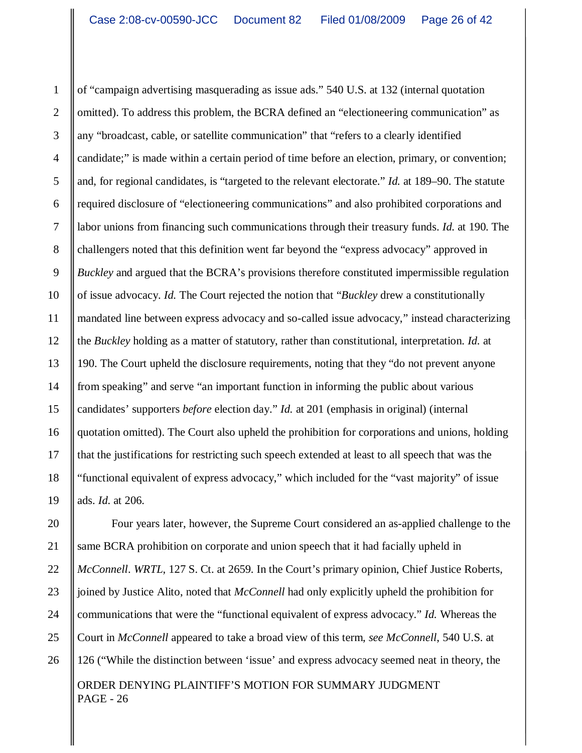of "campaign advertising masquerading as issue ads." 540 U.S. at 132 (internal quotation omitted). To address this problem, the BCRA defined an "electioneering communication" as any "broadcast, cable, or satellite communication" that "refers to a clearly identified candidate;" is made within a certain period of time before an election, primary, or convention; and, for regional candidates, is "targeted to the relevant electorate." *Id.* at 189–90. The statute required disclosure of "electioneering communications" and also prohibited corporations and labor unions from financing such communications through their treasury funds. *Id.* at 190. The challengers noted that this definition went far beyond the "express advocacy" approved in *Buckley* and argued that the BCRA's provisions therefore constituted impermissible regulation of issue advocacy. *Id.* The Court rejected the notion that "*Buckley* drew a constitutionally mandated line between express advocacy and so-called issue advocacy," instead characterizing the *Buckley* holding as a matter of statutory, rather than constitutional, interpretation. *Id.* at 190. The Court upheld the disclosure requirements, noting that they "do not prevent anyone from speaking" and serve "an important function in informing the public about various candidates' supporters *before* election day." *Id.* at 201 (emphasis in original) (internal quotation omitted). The Court also upheld the prohibition for corporations and unions, holding that the justifications for restricting such speech extended at least to all speech that was the "functional equivalent of express advocacy," which included for the "vast majority" of issue ads. *Id.* at 206.

Four years later, however, the Supreme Court considered an as-applied challenge to the same BCRA prohibition on corporate and union speech that it had facially upheld in *McConnell*. *WRTL*, 127 S. Ct. at 2659. In the Court's primary opinion, Chief Justice Roberts, joined by Justice Alito, noted that *McConnell* had only explicitly upheld the prohibition for communications that were the "functional equivalent of express advocacy." *Id.* Whereas the Court in *McConnell* appeared to take a broad view of this term, *see McConnell*, 540 U.S. at 126 ("While the distinction between 'issue' and express advocacy seemed neat in theory, the

ORDER DENYING PLAINTIFF'S MOTION FOR SUMMARY JUDGMENT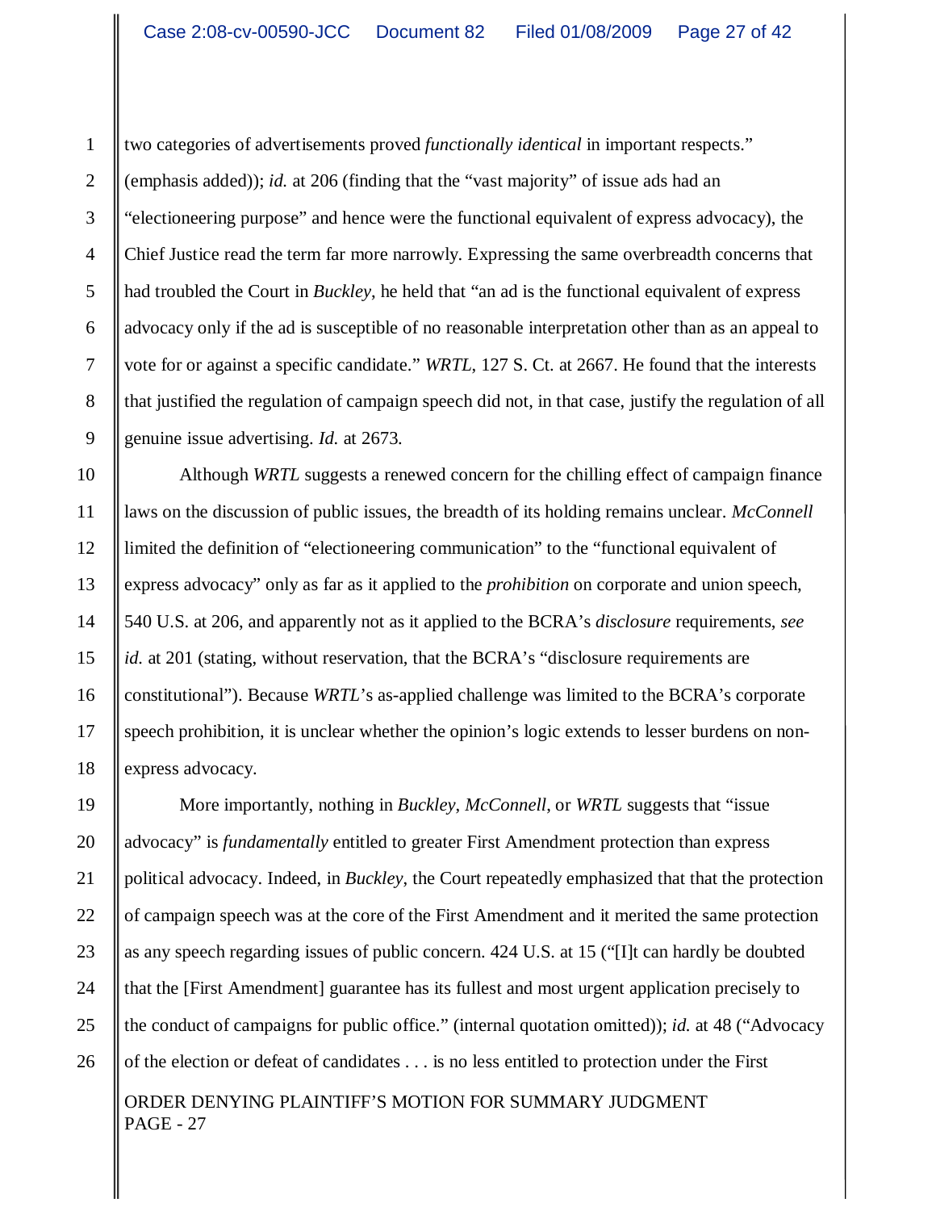two categories of advertisements proved *functionally identical* in important respects." (emphasis added)); *id.* at 206 (finding that the "vast majority" of issue ads had an "electioneering purpose" and hence were the functional equivalent of express advocacy), the Chief Justice read the term far more narrowly. Expressing the same overbreadth concerns that had troubled the Court in *Buckley*, he held that "an ad is the functional equivalent of express advocacy only if the ad is susceptible of no reasonable interpretation other than as an appeal to vote for or against a specific candidate." *WRTL*, 127 S. Ct. at 2667. He found that the interests that justified the regulation of campaign speech did not, in that case, justify the regulation of all genuine issue advertising. *Id.* at 2673.

Although *WRTL* suggests a renewed concern for the chilling effect of campaign finance laws on the discussion of public issues, the breadth of its holding remains unclear. *McConnell* limited the definition of "electioneering communication" to the "functional equivalent of express advocacy" only as far as it applied to the *prohibition* on corporate and union speech, 540 U.S. at 206, and apparently not as it applied to the BCRA's *disclosure* requirements, *see id.* at 201 (stating, without reservation, that the BCRA's "disclosure requirements are constitutional"). Because *WRTL*'s as-applied challenge was limited to the BCRA's corporate speech prohibition, it is unclear whether the opinion's logic extends to lesser burdens on non-express advocacy.

More importantly, nothing in *Buckley*, *McConnell*, or *WRTL* suggests that "issue advocacy" is *fundamentally* entitled to greater First Amendment protection than express political advocacy. Indeed, in *Buckley*, the Court repeatedly emphasized that that the protection of campaign speech was at the core of the First Amendment and it merited the same protection as any speech regarding issues of public concern. 424 U.S. at 15 ("[I]t can hardly be doubted that the [First Amendment] guarantee has its fullest and most urgent application precisely to the conduct of campaigns for public office." (internal quotation omitted)); *id.* at 48 ("Advocacy of the election or defeat of candidates . . . is no less entitled to protection under the First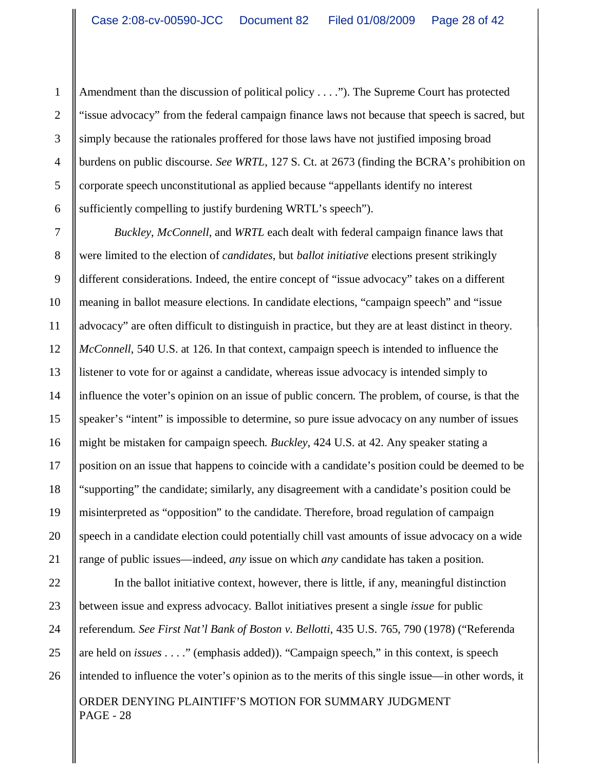Amendment than the discussion of political policy . . . ."). The Supreme Court has protected "issue advocacy" from the federal campaign finance laws not because that speech is sacred, but simply because the rationales proffered for those laws have not justified imposing broad burdens on public discourse. *See WRTL*, 127 S. Ct. at 2673 (finding the BCRA's prohibition on corporate speech unconstitutional as applied because "appellants identify no interest sufficiently compelling to justify burdening WRTL's speech").

*Buckley*, *McConnell*, and *WRTL* each dealt with federal campaign finance laws that were limited to the election of *candidates*, but *ballot initiative* elections present strikingly different considerations. Indeed, the entire concept of "issue advocacy" takes on a different meaning in ballot measure elections. In candidate elections, "campaign speech" and "issue advocacy" are often difficult to distinguish in practice, but they are at least distinct in theory. *McConnell*, 540 U.S. at 126. In that context, campaign speech is intended to influence the listener to vote for or against a candidate, whereas issue advocacy is intended simply to influence the voter's opinion on an issue of public concern. The problem, of course, is that the speaker's "intent" is impossible to determine, so pure issue advocacy on any number of issues might be mistaken for campaign speech. *Buckley*, 424 U.S. at 42. Any speaker stating a position on an issue that happens to coincide with a candidate's position could be deemed to be "supporting" the candidate; similarly, any disagreement with a candidate's position could be misinterpreted as "opposition" to the candidate. Therefore, broad regulation of campaign speech in a candidate election could potentially chill vast amounts of issue advocacy on a wide range of public issues—indeed, *any* issue on which *any* candidate has taken a position.

In the ballot initiative context, however, there is little, if any, meaningful distinction between issue and express advocacy. Ballot initiatives present a single *issue* for public referendum. *See First Nat'l Bank of Boston v. Bellotti*, 435 U.S. 765, 790 (1978) ("Referenda are held on *issues* . . . ." (emphasis added)). "Campaign speech," in this context, is speech intended to influence the voter's opinion as to the merits of this single issue—in other words, it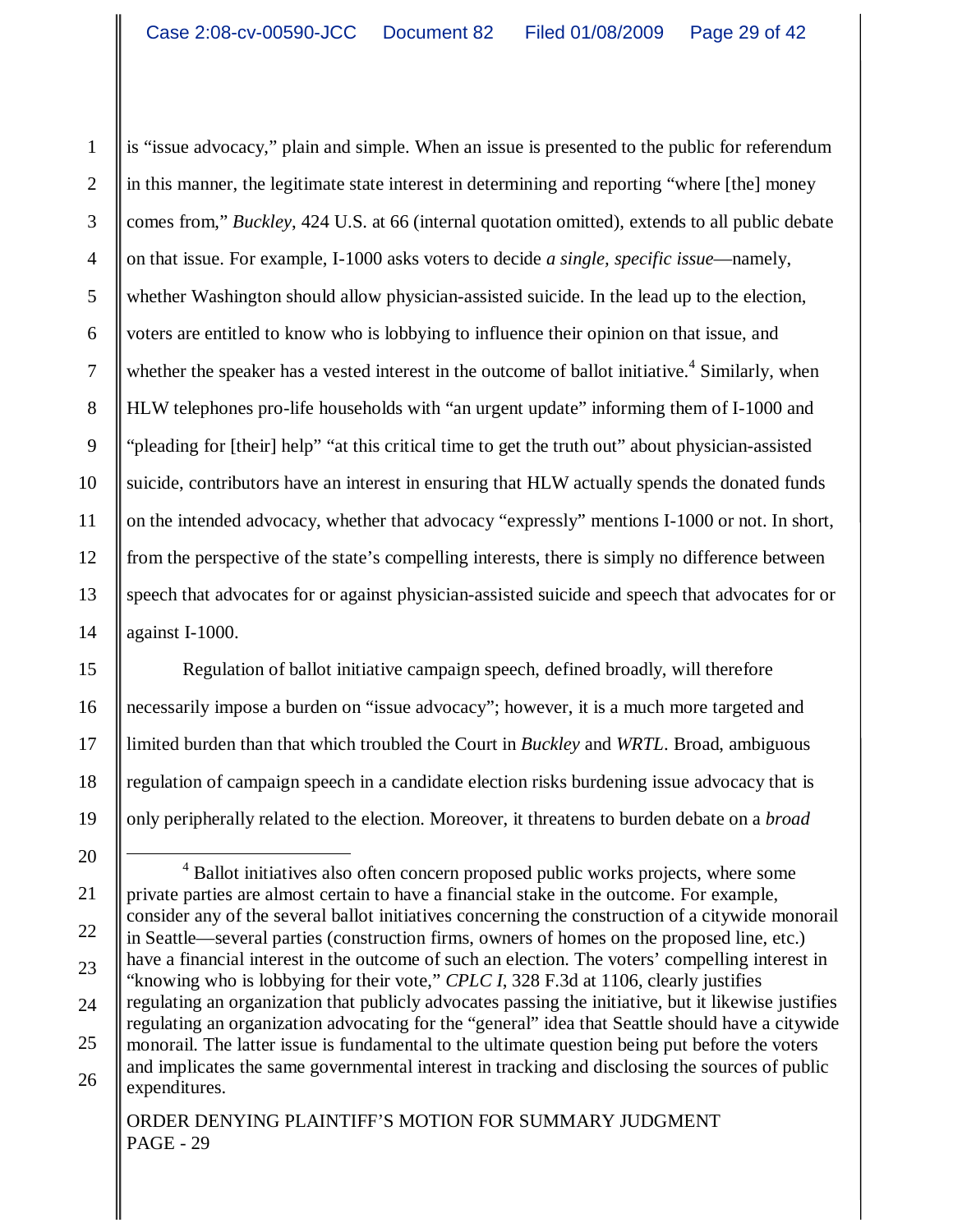is "issue advocacy," plain and simple. When an issue is presented to the public for referendum in this manner, the legitimate state interest in determining and reporting "where [the] money comes from," *Buckley*, 424 U.S. at 66 (internal quotation omitted), extends to all public debate on that issue. For example, I-1000 asks voters to decide *a single, specific issue*—namely, whether Washington should allow physician-assisted suicide. In the lead up to the election, voters are entitled to know who is lobbying to influence their opinion on that issue, and whether the speaker has a vested interest in the outcome of ballot initiative.[4] Similarly, when HLW telephones pro-life households with "an urgent update" informing them of I-1000 and "pleading for [their] help" "at this critical time to get the truth out" about physician-assisted suicide, contributors have an interest in ensuring that HLW actually spends the donated funds on the intended advocacy, whether that advocacy "expressly" mentions I-1000 or not. In short, from the perspective of the state's compelling interests, there is simply no difference between speech that advocates for or against physician-assisted suicide and speech that advocates for or against I-1000.

Regulation of ballot initiative campaign speech, defined broadly, will therefore necessarily impose a burden on "issue advocacy"; however, it is a much more targeted and limited burden than that which troubled the Court in *Buckley* and *WRTL*. Broad, ambiguous regulation of campaign speech in a candidate election risks burdening issue advocacy that is only peripherally related to the election. Moreover, it threatens to burden debate on a *broad*

---

[4] Ballot initiatives also often concern proposed public works projects, where some private parties are almost certain to have a financial stake in the outcome. For example, consider any of the several ballot initiatives concerning the construction of a citywide monorail in Seattle—several parties (construction firms, owners of homes on the proposed line, etc.) have a financial interest in the outcome of such an election. The voters' compelling interest in "knowing who is lobbying for their vote," *CPLC I*, 328 F.3d at 1106, clearly justifies regulating an organization that publicly advocates passing the initiative, but it likewise justifies regulating an organization advocating for the "general" idea that Seattle should have a citywide monorail. The latter issue is fundamental to the ultimate question being put before the voters and implicates the same governmental interest in tracking and disclosing the sources of public expenditures.

ORDER DENYING PLAINTIFF'S MOTION FOR SUMMARY JUDGMENT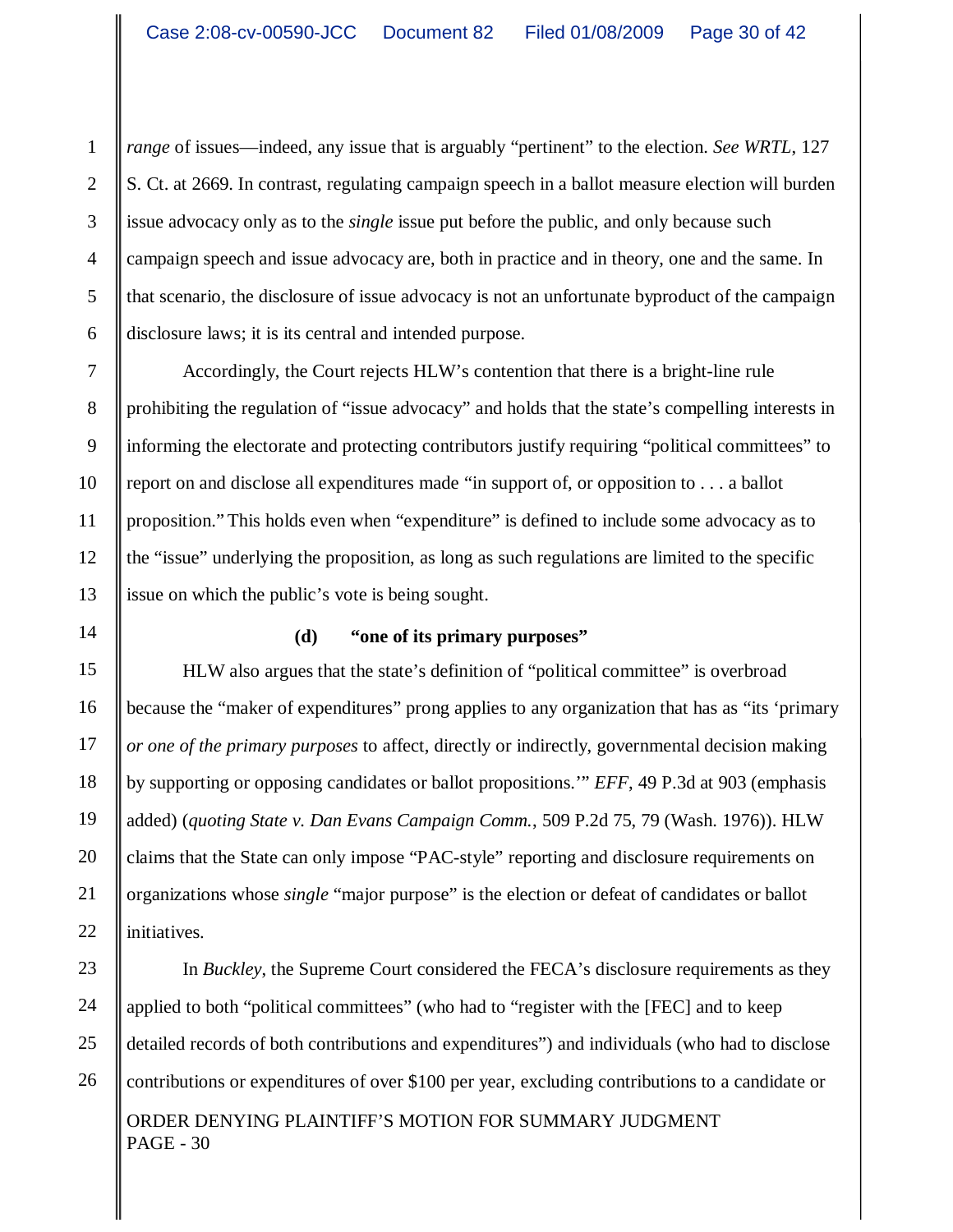*range* of issues—indeed, any issue that is arguably "pertinent" to the election. *See WRTL*, 127 S. Ct. at 2669. In contrast, regulating campaign speech in a ballot measure election will burden issue advocacy only as to the *single* issue put before the public, and only because such campaign speech and issue advocacy are, both in practice and in theory, one and the same. In that scenario, the disclosure of issue advocacy is not an unfortunate byproduct of the campaign disclosure laws; it is its central and intended purpose.

Accordingly, the Court rejects HLW's contention that there is a bright-line rule prohibiting the regulation of "issue advocacy" and holds that the state's compelling interests in informing the electorate and protecting contributors justify requiring "political committees" to report on and disclose all expenditures made "in support of, or opposition to . . . a ballot proposition." This holds even when "expenditure" is defined to include some advocacy as to the "issue" underlying the proposition, as long as such regulations are limited to the specific issue on which the public's vote is being sought.

**(d) "one of its primary purposes"**

HLW also argues that the state's definition of "political committee" is overbroad because the "maker of expenditures" prong applies to any organization that has as "its 'primary *or one of the primary purposes* to affect, directly or indirectly, governmental decision making by supporting or opposing candidates or ballot propositions.'" *EFF*, 49 P.3d at 903 (emphasis added) (*quoting State v. Dan Evans Campaign Comm.*, 509 P.2d 75, 79 (Wash. 1976)). HLW claims that the State can only impose "PAC-style" reporting and disclosure requirements on organizations whose *single* "major purpose" is the election or defeat of candidates or ballot initiatives.

In *Buckley*, the Supreme Court considered the FECA's disclosure requirements as they applied to both "political committees" (who had to "register with the [FEC] and to keep detailed records of both contributions and expenditures") and individuals (who had to disclose contributions or expenditures of over $100 per year, excluding contributions to a candidate or

ORDER DENYING PLAINTIFF'S MOTION FOR SUMMARY JUDGMENT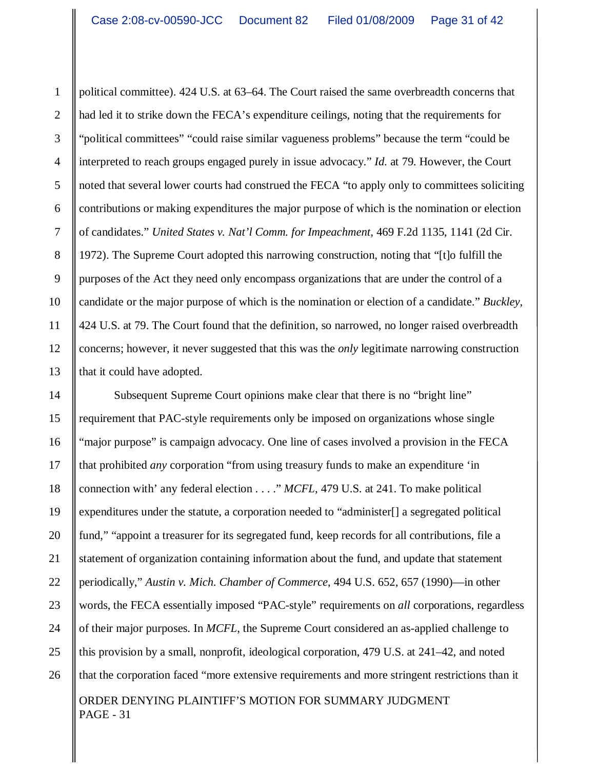political committee). 424 U.S. at 63–64. The Court raised the same overbreadth concerns that had led it to strike down the FECA's expenditure ceilings, noting that the requirements for "political committees" "could raise similar vagueness problems" because the term "could be interpreted to reach groups engaged purely in issue advocacy." *Id.* at 79. However, the Court noted that several lower courts had construed the FECA "to apply only to committees soliciting contributions or making expenditures the major purpose of which is the nomination or election of candidates." *United States v. Nat'l Comm. for Impeachment*, 469 F.2d 1135, 1141 (2d Cir. 1972). The Supreme Court adopted this narrowing construction, noting that "[t]o fulfill the purposes of the Act they need only encompass organizations that are under the control of a candidate or the major purpose of which is the nomination or election of a candidate." *Buckley*, 424 U.S. at 79. The Court found that the definition, so narrowed, no longer raised overbreadth concerns; however, it never suggested that this was the *only* legitimate narrowing construction that it could have adopted.

Subsequent Supreme Court opinions make clear that there is no "bright line" requirement that PAC-style requirements only be imposed on organizations whose single "major purpose" is campaign advocacy. One line of cases involved a provision in the FECA that prohibited *any* corporation "from using treasury funds to make an expenditure 'in connection with' any federal election . . . ." *MCFL*, 479 U.S. at 241. To make political expenditures under the statute, a corporation needed to "administer[] a segregated political fund," "appoint a treasurer for its segregated fund, keep records for all contributions, file a statement of organization containing information about the fund, and update that statement periodically," *Austin v. Mich. Chamber of Commerce*, 494 U.S. 652, 657 (1990)—in other words, the FECA essentially imposed "PAC-style" requirements on *all* corporations, regardless of their major purposes. In *MCFL*, the Supreme Court considered an as-applied challenge to this provision by a small, nonprofit, ideological corporation, 479 U.S. at 241–42, and noted that the corporation faced "more extensive requirements and more stringent restrictions than it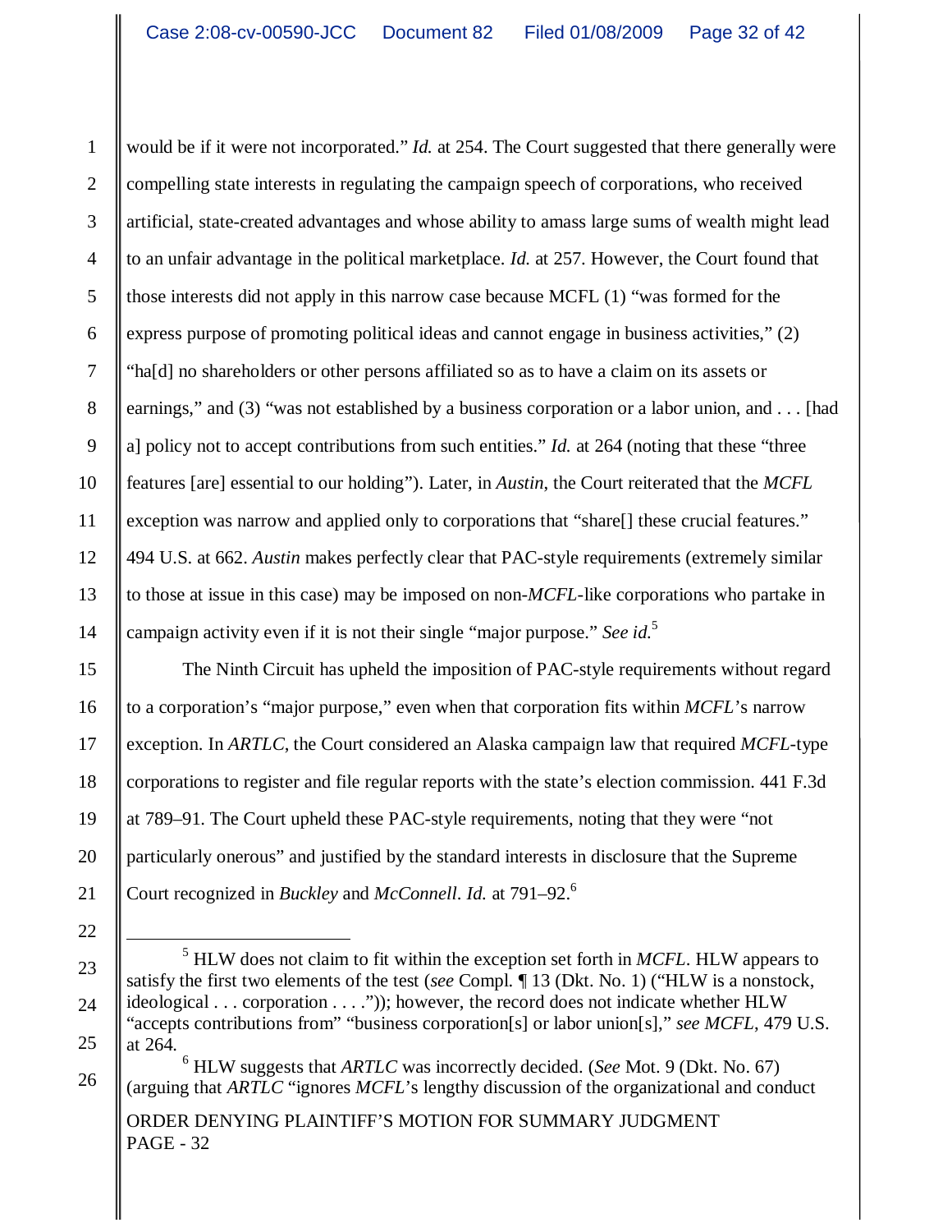would be if it were not incorporated." *Id.* at 254. The Court suggested that there generally were compelling state interests in regulating the campaign speech of corporations, who received artificial, state-created advantages and whose ability to amass large sums of wealth might lead to an unfair advantage in the political marketplace. *Id.* at 257. However, the Court found that those interests did not apply in this narrow case because MCFL (1) "was formed for the express purpose of promoting political ideas and cannot engage in business activities," (2) "ha[d] no shareholders or other persons affiliated so as to have a claim on its assets or earnings," and (3) "was not established by a business corporation or a labor union, and . . . [had a] policy not to accept contributions from such entities." *Id.* at 264 (noting that these "three features [are] essential to our holding"). Later, in *Austin*, the Court reiterated that the *MCFL* exception was narrow and applied only to corporations that "share[] these crucial features." 494 U.S. at 662. *Austin* makes perfectly clear that PAC-style requirements (extremely similar to those at issue in this case) may be imposed on non-*MCFL*-like corporations who partake in campaign activity even if it is not their single "major purpose." *See id.*[5]

The Ninth Circuit has upheld the imposition of PAC-style requirements without regard to a corporation's "major purpose," even when that corporation fits within *MCFL*'s narrow exception. In *ARTLC*, the Court considered an Alaska campaign law that required *MCFL*-type corporations to register and file regular reports with the state's election commission. 441 F.3d at 789–91. The Court upheld these PAC-style requirements, noting that they were "not particularly onerous" and justified by the standard interests in disclosure that the Supreme Court recognized in *Buckley* and *McConnell*. *Id.* at 791–92.[6]

---

[5] HLW does not claim to fit within the exception set forth in *MCFL*. HLW appears to satisfy the first two elements of the test (*see* Compl. ¶ 13 (Dkt. No. 1) ("HLW is a nonstock, ideological . . . corporation . . . .")); however, the record does not indicate whether HLW "accepts contributions from" "business corporation[s] or labor union[s]," *see MCFL*, 479 U.S. at 264.

[6] HLW suggests that *ARTLC* was incorrectly decided. (*See* Mot. 9 (Dkt. No. 67) (arguing that *ARTLC* "ignores *MCFL*'s lengthy discussion of the organizational and conduct

ORDER DENYING PLAINTIFF'S MOTION FOR SUMMARY JUDGMENT
PAGE - 32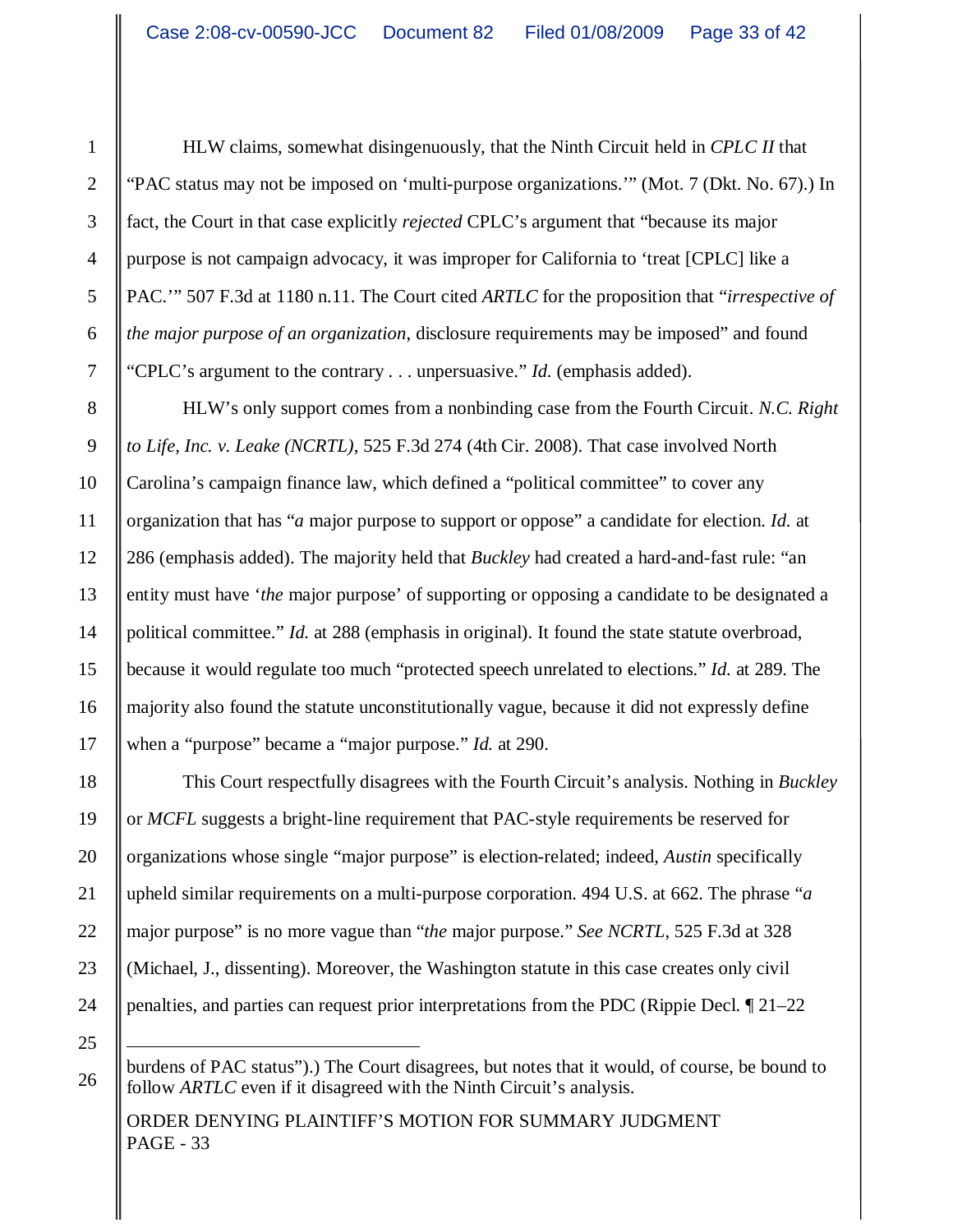HLW claims, somewhat disingenuously, that the Ninth Circuit held in *CPLC II* that "PAC status may not be imposed on 'multi-purpose organizations.'" (Mot. 7 (Dkt. No. 67).) In fact, the Court in that case explicitly *rejected* CPLC's argument that "because its major purpose is not campaign advocacy, it was improper for California to 'treat [CPLC] like a PAC.'" 507 F.3d at 1180 n.11. The Court cited *ARTLC* for the proposition that "*irrespective of the major purpose of an organization*, disclosure requirements may be imposed" and found "CPLC's argument to the contrary . . . unpersuasive." *Id.* (emphasis added).

HLW's only support comes from a nonbinding case from the Fourth Circuit. *N.C. Right to Life, Inc. v. Leake (NCRTL)*, 525 F.3d 274 (4th Cir. 2008). That case involved North Carolina's campaign finance law, which defined a "political committee" to cover any organization that has "*a* major purpose to support or oppose" a candidate for election. *Id.* at 286 (emphasis added). The majority held that *Buckley* had created a hard-and-fast rule: "an entity must have '*the* major purpose' of supporting or opposing a candidate to be designated a political committee." *Id.* at 288 (emphasis in original). It found the state statute overbroad, because it would regulate too much "protected speech unrelated to elections." *Id.* at 289. The majority also found the statute unconstitutionally vague, because it did not expressly define when a "purpose" became a "major purpose." *Id.* at 290.

This Court respectfully disagrees with the Fourth Circuit's analysis. Nothing in *Buckley* or *MCFL* suggests a bright-line requirement that PAC-style requirements be reserved for organizations whose single "major purpose" is election-related; indeed, *Austin* specifically upheld similar requirements on a multi-purpose corporation. 494 U.S. at 662. The phrase "*a* major purpose" is no more vague than "*the* major purpose." *See NCRTL*, 525 F.3d at 328 (Michael, J., dissenting). Moreover, the Washington statute in this case creates only civil penalties, and parties can request prior interpretations from the PDC (Rippie Decl. ¶ 21–22

---

burdens of PAC status").) The Court disagrees, but notes that it would, of course, be bound to follow *ARTLC* even if it disagreed with the Ninth Circuit's analysis.

ORDER DENYING PLAINTIFF'S MOTION FOR SUMMARY JUDGMENT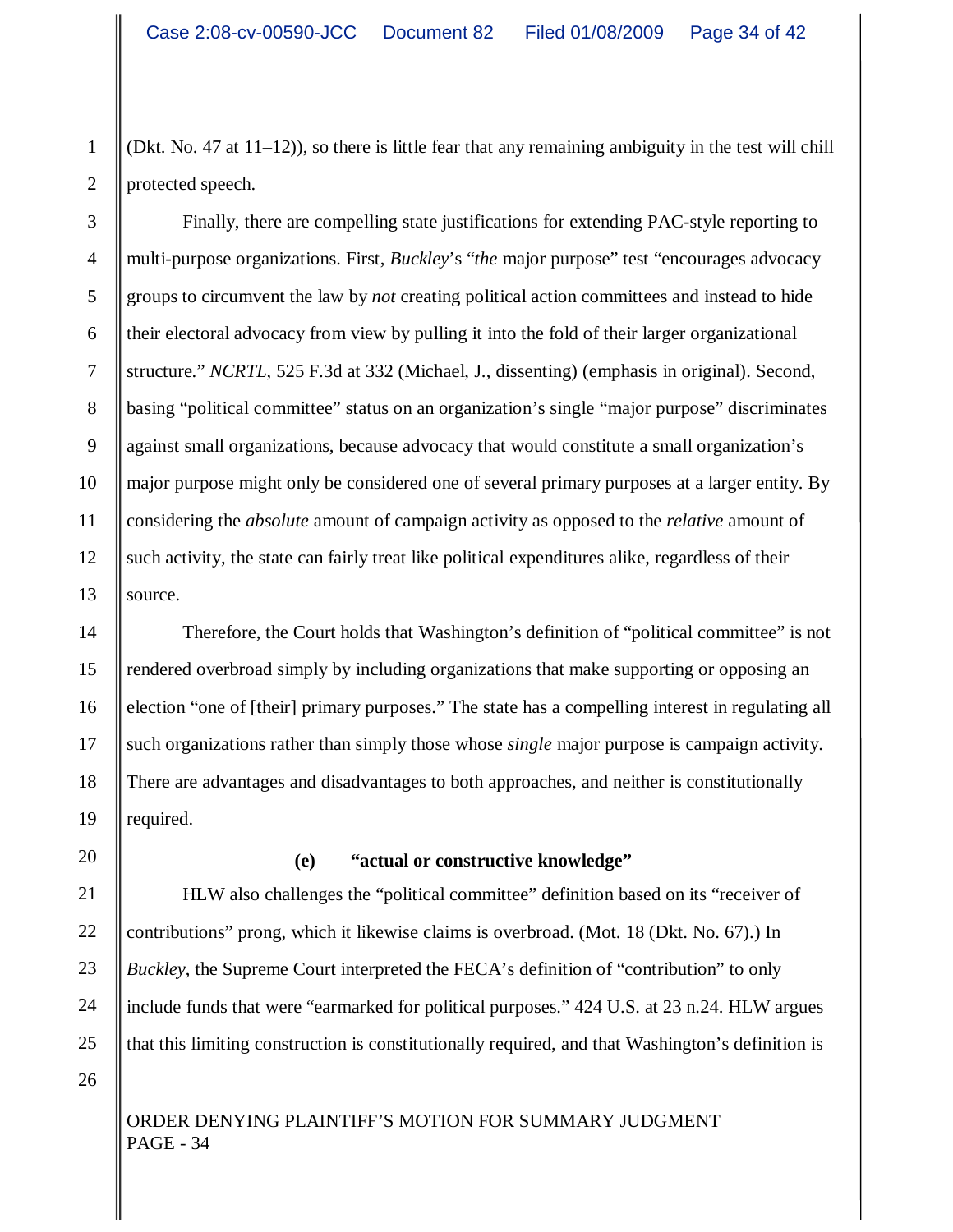(Dkt. No. 47 at 11–12)), so there is little fear that any remaining ambiguity in the test will chill protected speech.

Finally, there are compelling state justifications for extending PAC-style reporting to multi-purpose organizations. First, *Buckley*'s "*the* major purpose" test "encourages advocacy groups to circumvent the law by *not* creating political action committees and instead to hide their electoral advocacy from view by pulling it into the fold of their larger organizational structure." *NCRTL*, 525 F.3d at 332 (Michael, J., dissenting) (emphasis in original). Second, basing "political committee" status on an organization's single "major purpose" discriminates against small organizations, because advocacy that would constitute a small organization's major purpose might only be considered one of several primary purposes at a larger entity. By considering the *absolute* amount of campaign activity as opposed to the *relative* amount of such activity, the state can fairly treat like political expenditures alike, regardless of their source.

Therefore, the Court holds that Washington's definition of "political committee" is not rendered overbroad simply by including organizations that make supporting or opposing an election "one of [their] primary purposes." The state has a compelling interest in regulating all such organizations rather than simply those whose *single* major purpose is campaign activity. There are advantages and disadvantages to both approaches, and neither is constitutionally required.

**(e) "actual or constructive knowledge"**

HLW also challenges the "political committee" definition based on its "receiver of contributions" prong, which it likewise claims is overbroad. (Mot. 18 (Dkt. No. 67).) In *Buckley*, the Supreme Court interpreted the FECA's definition of "contribution" to only include funds that were "earmarked for political purposes." 424 U.S. at 23 n.24. HLW argues that this limiting construction is constitutionally required, and that Washington's definition is

ORDER DENYING PLAINTIFF'S MOTION FOR SUMMARY JUDGMENT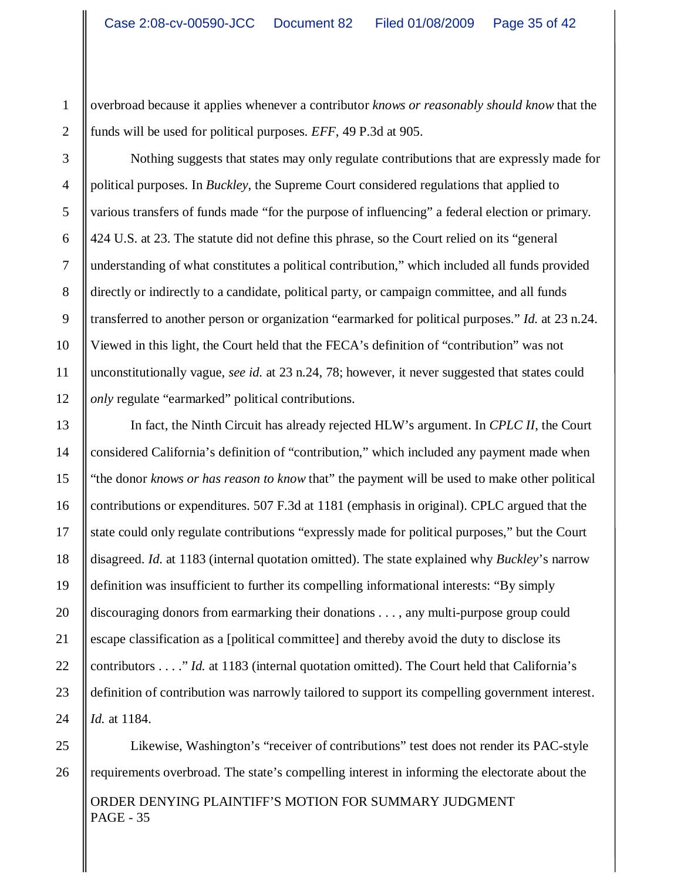overbroad because it applies whenever a contributor *knows or reasonably should know* that the funds will be used for political purposes. *EFF*, 49 P.3d at 905.

Nothing suggests that states may only regulate contributions that are expressly made for political purposes. In *Buckley*, the Supreme Court considered regulations that applied to various transfers of funds made "for the purpose of influencing" a federal election or primary. 424 U.S. at 23. The statute did not define this phrase, so the Court relied on its "general understanding of what constitutes a political contribution," which included all funds provided directly or indirectly to a candidate, political party, or campaign committee, and all funds transferred to another person or organization "earmarked for political purposes." *Id.* at 23 n.24. Viewed in this light, the Court held that the FECA's definition of "contribution" was not unconstitutionally vague, *see id.* at 23 n.24, 78; however, it never suggested that states could *only* regulate "earmarked" political contributions.

In fact, the Ninth Circuit has already rejected HLW's argument. In *CPLC II*, the Court considered California's definition of "contribution," which included any payment made when "the donor *knows or has reason to know* that" the payment will be used to make other political contributions or expenditures. 507 F.3d at 1181 (emphasis in original). CPLC argued that the state could only regulate contributions "expressly made for political purposes," but the Court disagreed. *Id.* at 1183 (internal quotation omitted). The state explained why *Buckley*'s narrow definition was insufficient to further its compelling informational interests: "By simply discouraging donors from earmarking their donations . . . , any multi-purpose group could escape classification as a [political committee] and thereby avoid the duty to disclose its contributors . . . ." *Id.* at 1183 (internal quotation omitted). The Court held that California's definition of contribution was narrowly tailored to support its compelling government interest. *Id.* at 1184.

Likewise, Washington's "receiver of contributions" test does not render its PAC-style requirements overbroad. The state's compelling interest in informing the electorate about the

ORDER DENYING PLAINTIFF'S MOTION FOR SUMMARY JUDGMENT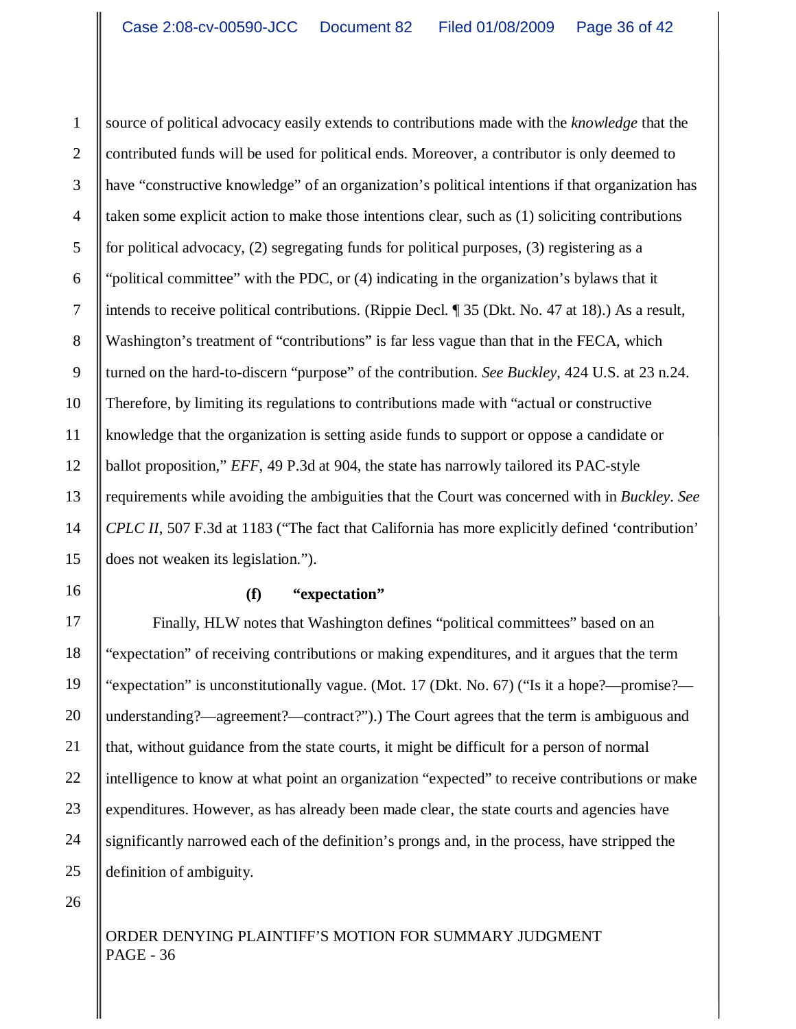source of political advocacy easily extends to contributions made with the *knowledge* that the contributed funds will be used for political ends. Moreover, a contributor is only deemed to have "constructive knowledge" of an organization's political intentions if that organization has taken some explicit action to make those intentions clear, such as (1) soliciting contributions for political advocacy, (2) segregating funds for political purposes, (3) registering as a "political committee" with the PDC, or (4) indicating in the organization's bylaws that it intends to receive political contributions. (Rippie Decl. ¶ 35 (Dkt. No. 47 at 18).) As a result, Washington's treatment of "contributions" is far less vague than that in the FECA, which turned on the hard-to-discern "purpose" of the contribution. *See Buckley*, 424 U.S. at 23 n.24. Therefore, by limiting its regulations to contributions made with "actual or constructive knowledge that the organization is setting aside funds to support or oppose a candidate or ballot proposition," *EFF*, 49 P.3d at 904, the state has narrowly tailored its PAC-style requirements while avoiding the ambiguities that the Court was concerned with in *Buckley*. *See CPLC II*, 507 F.3d at 1183 ("The fact that California has more explicitly defined 'contribution' does not weaken its legislation.").

**(f) "expectation"**

Finally, HLW notes that Washington defines "political committees" based on an "expectation" of receiving contributions or making expenditures, and it argues that the term "expectation" is unconstitutionally vague. (Mot. 17 (Dkt. No. 67) ("Is it a hope?—promise?—understanding?—agreement?—contract?").) The Court agrees that the term is ambiguous and that, without guidance from the state courts, it might be difficult for a person of normal intelligence to know at what point an organization "expected" to receive contributions or make expenditures. However, as has already been made clear, the state courts and agencies have significantly narrowed each of the definition's prongs and, in the process, have stripped the definition of ambiguity.

ORDER DENYING PLAINTIFF'S MOTION FOR SUMMARY JUDGMENT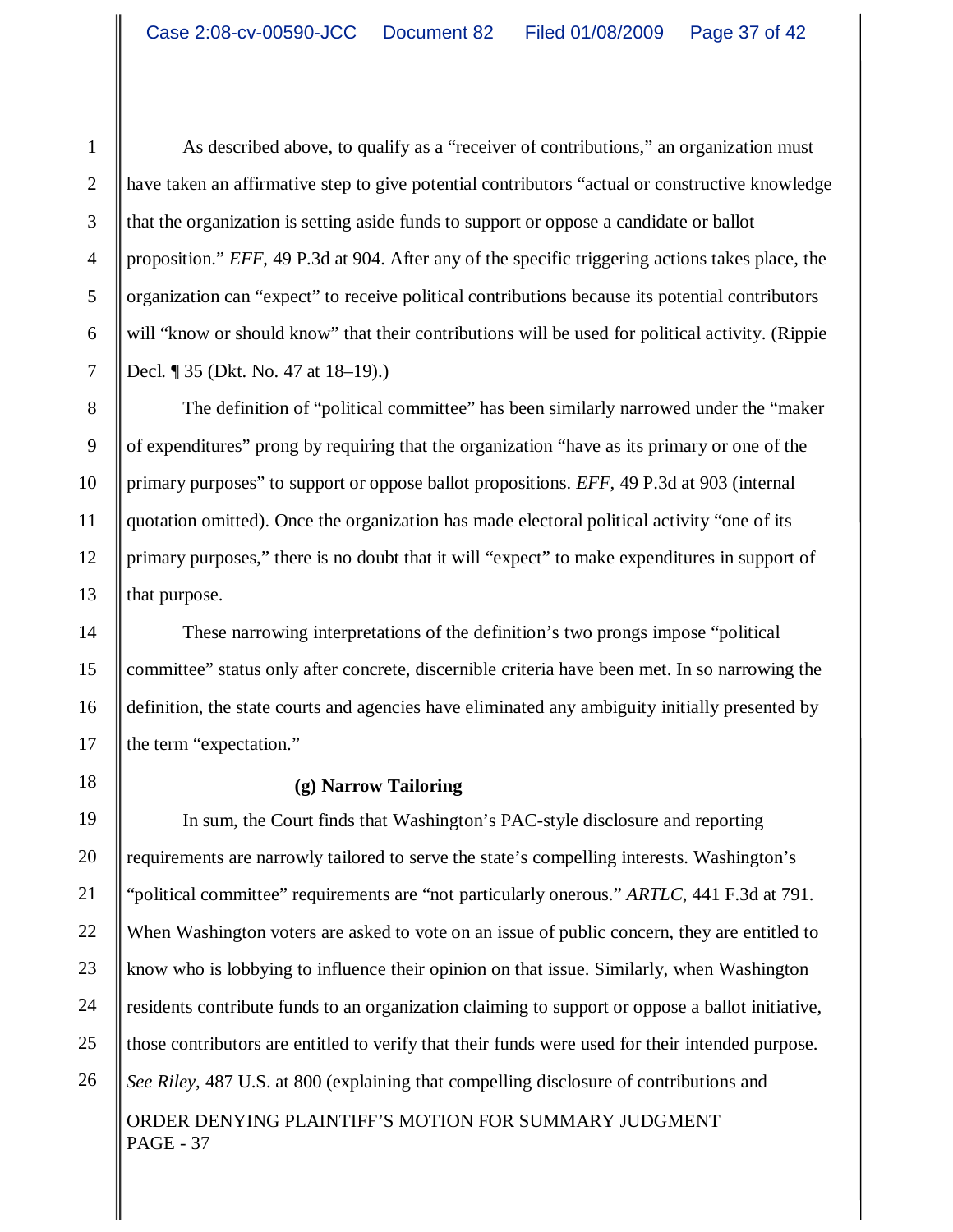As described above, to qualify as a "receiver of contributions," an organization must have taken an affirmative step to give potential contributors "actual or constructive knowledge that the organization is setting aside funds to support or oppose a candidate or ballot proposition." *EFF*, 49 P.3d at 904. After any of the specific triggering actions takes place, the organization can "expect" to receive political contributions because its potential contributors will "know or should know" that their contributions will be used for political activity. (Rippie Decl. ¶ 35 (Dkt. No. 47 at 18–19).)

The definition of "political committee" has been similarly narrowed under the "maker of expenditures" prong by requiring that the organization "have as its primary or one of the primary purposes" to support or oppose ballot propositions. *EFF*, 49 P.3d at 903 (internal quotation omitted). Once the organization has made electoral political activity "one of its primary purposes," there is no doubt that it will "expect" to make expenditures in support of that purpose.

These narrowing interpretations of the definition's two prongs impose "political committee" status only after concrete, discernible criteria have been met. In so narrowing the definition, the state courts and agencies have eliminated any ambiguity initially presented by the term "expectation."

**(g) Narrow Tailoring**

In sum, the Court finds that Washington's PAC-style disclosure and reporting requirements are narrowly tailored to serve the state's compelling interests. Washington's "political committee" requirements are "not particularly onerous." *ARTLC*, 441 F.3d at 791. When Washington voters are asked to vote on an issue of public concern, they are entitled to know who is lobbying to influence their opinion on that issue. Similarly, when Washington residents contribute funds to an organization claiming to support or oppose a ballot initiative, those contributors are entitled to verify that their funds were used for their intended purpose. *See Riley*, 487 U.S. at 800 (explaining that compelling disclosure of contributions and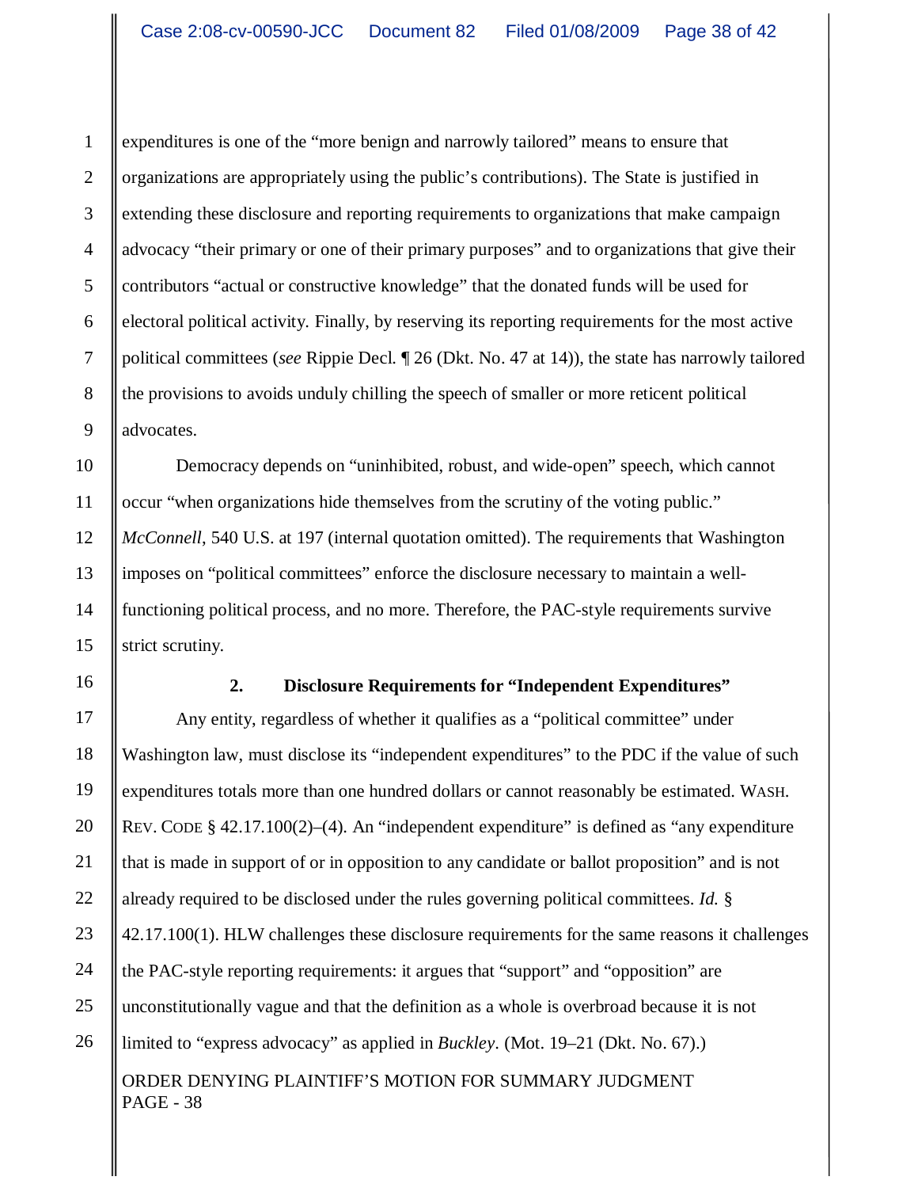expenditures is one of the "more benign and narrowly tailored" means to ensure that organizations are appropriately using the public's contributions). The State is justified in extending these disclosure and reporting requirements to organizations that make campaign advocacy "their primary or one of their primary purposes" and to organizations that give their contributors "actual or constructive knowledge" that the donated funds will be used for electoral political activity. Finally, by reserving its reporting requirements for the most active political committees (*see* Rippie Decl. ¶ 26 (Dkt. No. 47 at 14)), the state has narrowly tailored the provisions to avoids unduly chilling the speech of smaller or more reticent political advocates.

Democracy depends on "uninhibited, robust, and wide-open" speech, which cannot occur "when organizations hide themselves from the scrutiny of the voting public." *McConnell*, 540 U.S. at 197 (internal quotation omitted). The requirements that Washington imposes on "political committees" enforce the disclosure necessary to maintain a well-functioning political process, and no more. Therefore, the PAC-style requirements survive strict scrutiny.

**2. Disclosure Requirements for "Independent Expenditures"**

Any entity, regardless of whether it qualifies as a "political committee" under Washington law, must disclose its "independent expenditures" to the PDC if the value of such expenditures totals more than one hundred dollars or cannot reasonably be estimated. WASH. REV. CODE § 42.17.100(2)–(4). An "independent expenditure" is defined as "any expenditure that is made in support of or in opposition to any candidate or ballot proposition" and is not already required to be disclosed under the rules governing political committees. *Id.* § 42.17.100(1). HLW challenges these disclosure requirements for the same reasons it challenges the PAC-style reporting requirements: it argues that "support" and "opposition" are unconstitutionally vague and that the definition as a whole is overbroad because it is not limited to "express advocacy" as applied in *Buckley*. (Mot. 19–21 (Dkt. No. 67).)

ORDER DENYING PLAINTIFF'S MOTION FOR SUMMARY JUDGMENT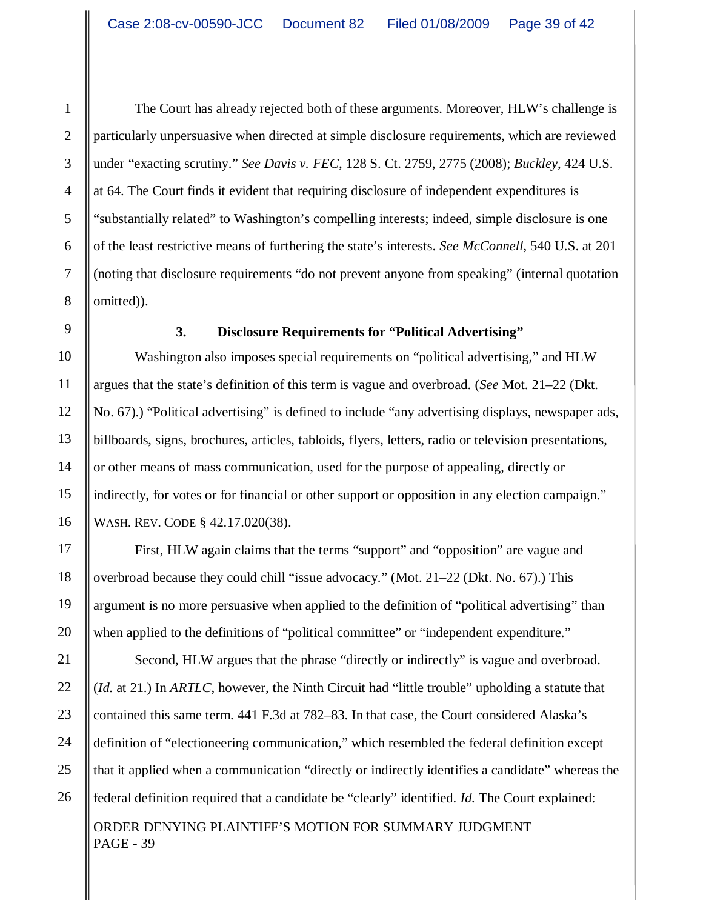The Court has already rejected both of these arguments. Moreover, HLW's challenge is particularly unpersuasive when directed at simple disclosure requirements, which are reviewed under "exacting scrutiny." *See Davis v. FEC*, 128 S. Ct. 2759, 2775 (2008); *Buckley*, 424 U.S. at 64. The Court finds it evident that requiring disclosure of independent expenditures is "substantially related" to Washington's compelling interests; indeed, simple disclosure is one of the least restrictive means of furthering the state's interests. *See McConnell*, 540 U.S. at 201 (noting that disclosure requirements "do not prevent anyone from speaking" (internal quotation omitted)).

### 3. Disclosure Requirements for "Political Advertising"

Washington also imposes special requirements on "political advertising," and HLW argues that the state's definition of this term is vague and overbroad. (*See* Mot. 21–22 (Dkt. No. 67).) "Political advertising" is defined to include "any advertising displays, newspaper ads, billboards, signs, brochures, articles, tabloids, flyers, letters, radio or television presentations, or other means of mass communication, used for the purpose of appealing, directly or indirectly, for votes or for financial or other support or opposition in any election campaign." WASH. REV. CODE § 42.17.020(38).

First, HLW again claims that the terms "support" and "opposition" are vague and overbroad because they could chill "issue advocacy." (Mot. 21–22 (Dkt. No. 67).) This argument is no more persuasive when applied to the definition of "political advertising" than when applied to the definitions of "political committee" or "independent expenditure."

Second, HLW argues that the phrase "directly or indirectly" is vague and overbroad. (*Id.* at 21.) In *ARTLC*, however, the Ninth Circuit had "little trouble" upholding a statute that contained this same term. 441 F.3d at 782–83. In that case, the Court considered Alaska's definition of "electioneering communication," which resembled the federal definition except that it applied when a communication "directly or indirectly identifies a candidate" whereas the federal definition required that a candidate be "clearly" identified. *Id.* The Court explained:

ORDER DENYING PLAINTIFF'S MOTION FOR SUMMARY JUDGMENT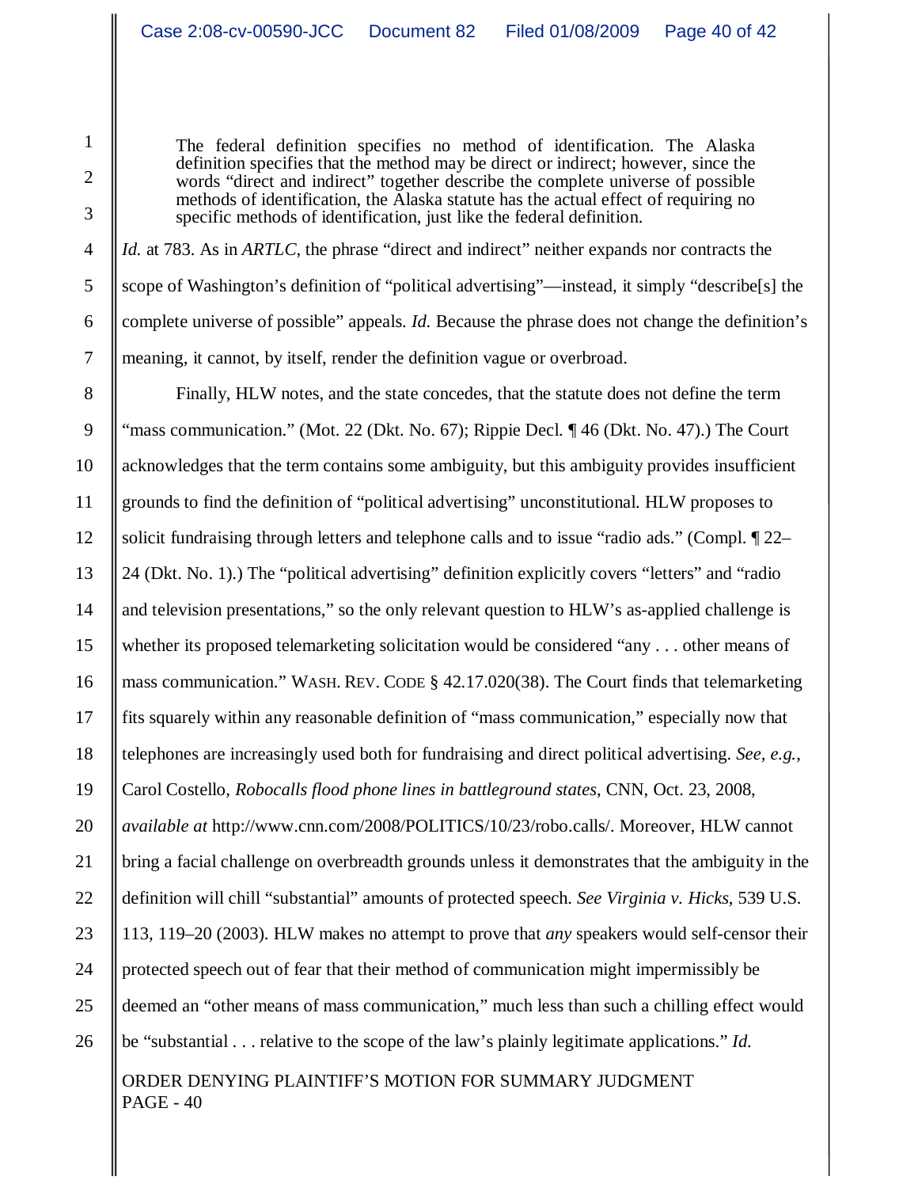> The federal definition specifies no method of identification. The Alaska definition specifies that the method may be direct or indirect; however, since the words "direct and indirect" together describe the complete universe of possible methods of identification, the Alaska statute has the actual effect of requiring no specific methods of identification, just like the federal definition.

*Id.* at 783. As in *ARTLC*, the phrase "direct and indirect" neither expands nor contracts the scope of Washington's definition of "political advertising"—instead, it simply "describe[s] the complete universe of possible" appeals. *Id.* Because the phrase does not change the definition's meaning, it cannot, by itself, render the definition vague or overbroad.

Finally, HLW notes, and the state concedes, that the statute does not define the term "mass communication." (Mot. 22 (Dkt. No. 67); Rippie Decl. ¶ 46 (Dkt. No. 47).) The Court acknowledges that the term contains some ambiguity, but this ambiguity provides insufficient grounds to find the definition of "political advertising" unconstitutional. HLW proposes to solicit fundraising through letters and telephone calls and to issue "radio ads." (Compl. ¶ 22–24 (Dkt. No. 1).) The "political advertising" definition explicitly covers "letters" and "radio and television presentations," so the only relevant question to HLW's as-applied challenge is whether its proposed telemarketing solicitation would be considered "any . . . other means of mass communication." WASH. REV. CODE § 42.17.020(38). The Court finds that telemarketing fits squarely within any reasonable definition of "mass communication," especially now that telephones are increasingly used both for fundraising and direct political advertising. *See, e.g.*, Carol Costello, *Robocalls flood phone lines in battleground states*, CNN, Oct. 23, 2008, *available at* http://www.cnn.com/2008/POLITICS/10/23/robo.calls/. Moreover, HLW cannot bring a facial challenge on overbreadth grounds unless it demonstrates that the ambiguity in the definition will chill "substantial" amounts of protected speech. *See Virginia v. Hicks*, 539 U.S. 113, 119–20 (2003). HLW makes no attempt to prove that *any* speakers would self-censor their protected speech out of fear that their method of communication might impermissibly be deemed an "other means of mass communication," much less than such a chilling effect would be "substantial . . . relative to the scope of the law's plainly legitimate applications." *Id.*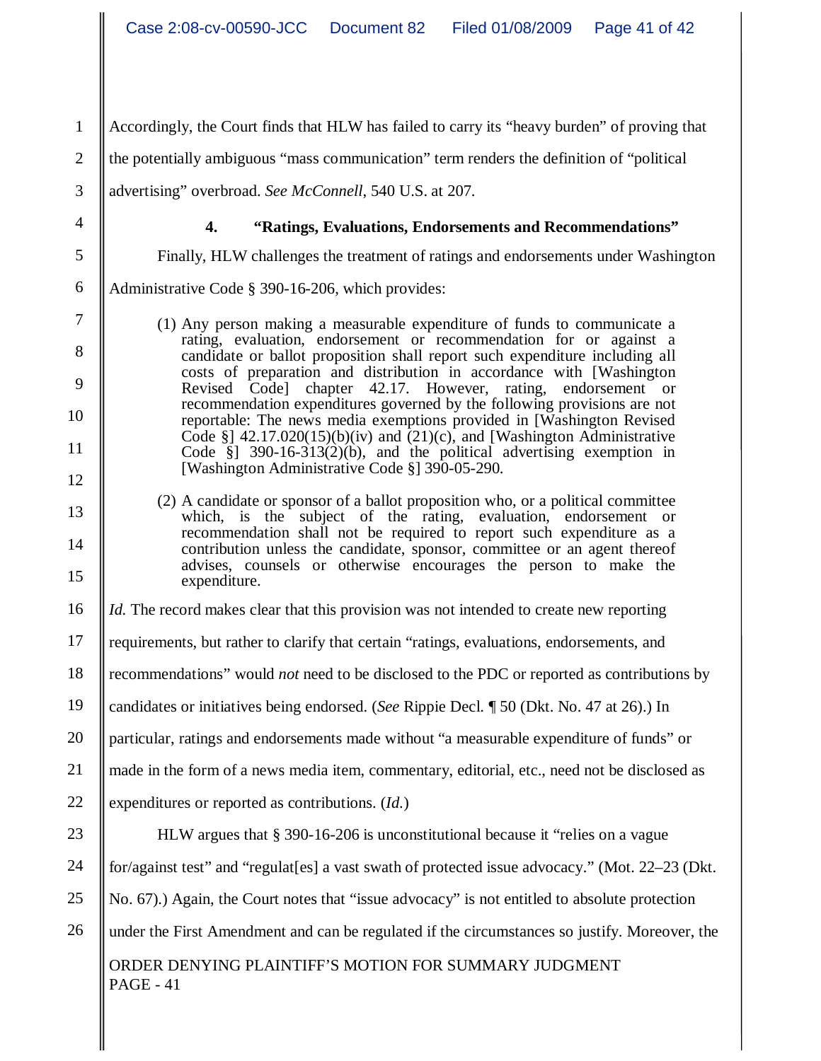Accordingly, the Court finds that HLW has failed to carry its "heavy burden" of proving that the potentially ambiguous "mass communication" term renders the definition of "political advertising" overbroad. *See McConnell*, 540 U.S. at 207.

#### 4. "Ratings, Evaluations, Endorsements and Recommendations"

Finally, HLW challenges the treatment of ratings and endorsements under Washington Administrative Code § 390-16-206, which provides:

> (1) Any person making a measurable expenditure of funds to communicate a rating, evaluation, endorsement or recommendation for or against a candidate or ballot proposition shall report such expenditure including all costs of preparation and distribution in accordance with [Washington Revised Code] chapter 42.17. However, rating, endorsement or recommendation expenditures governed by the following provisions are not reportable: The news media exemptions provided in [Washington Revised Code §] 42.17.020(15)(b)(iv) and (21)(c), and [Washington Administrative Code §] 390-16-313(2)(b), and the political advertising exemption in [Washington Administrative Code §] 390-05-290.
>
> (2) A candidate or sponsor of a ballot proposition who, or a political committee which, is the subject of the rating, evaluation, endorsement or recommendation shall not be required to report such expenditure as a contribution unless the candidate, sponsor, committee or an agent thereof advises, counsels or otherwise encourages the person to make the expenditure.

*Id.* The record makes clear that this provision was not intended to create new reporting requirements, but rather to clarify that certain "ratings, evaluations, endorsements, and recommendations" would *not* need to be disclosed to the PDC or reported as contributions by candidates or initiatives being endorsed. (*See* Rippie Decl. ¶ 50 (Dkt. No. 47 at 26).) In particular, ratings and endorsements made without "a measurable expenditure of funds" or made in the form of a news media item, commentary, editorial, etc., need not be disclosed as expenditures or reported as contributions. (*Id.*)

HLW argues that § 390-16-206 is unconstitutional because it "relies on a vague for/against test" and "regulat[es] a vast swath of protected issue advocacy." (Mot. 22–23 (Dkt. No. 67).) Again, the Court notes that "issue advocacy" is not entitled to absolute protection under the First Amendment and can be regulated if the circumstances so justify. Moreover, the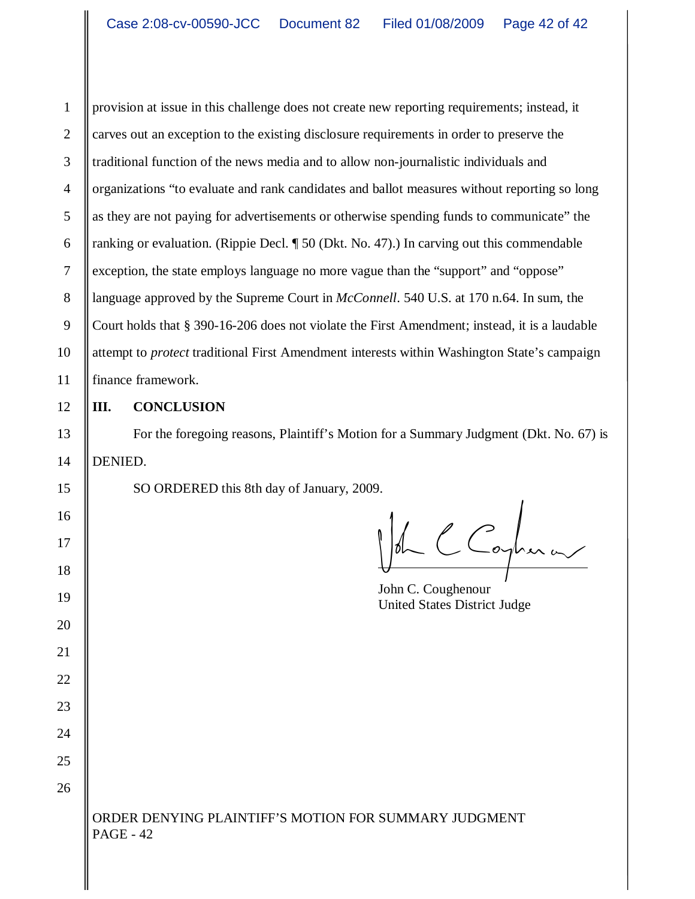provision at issue in this challenge does not create new reporting requirements; instead, it carves out an exception to the existing disclosure requirements in order to preserve the traditional function of the news media and to allow non-journalistic individuals and organizations "to evaluate and rank candidates and ballot measures without reporting so long as they are not paying for advertisements or otherwise spending funds to communicate" the ranking or evaluation. (Rippie Decl. ¶ 50 (Dkt. No. 47).) In carving out this commendable exception, the state employs language no more vague than the "support" and "oppose" language approved by the Supreme Court in *McConnell*. 540 U.S. at 170 n.64. In sum, the Court holds that § 390-16-206 does not violate the First Amendment; instead, it is a laudable attempt to *protect* traditional First Amendment interests within Washington State's campaign finance framework.

## III. CONCLUSION

For the foregoing reasons, Plaintiff's Motion for a Summary Judgment (Dkt. No. 67) is DENIED.

SO ORDERED this 8th day of January, 2009.

John C. Coughenour
United States District Judge

ORDER DENYING PLAINTIFF'S MOTION FOR SUMMARY JUDGMENT